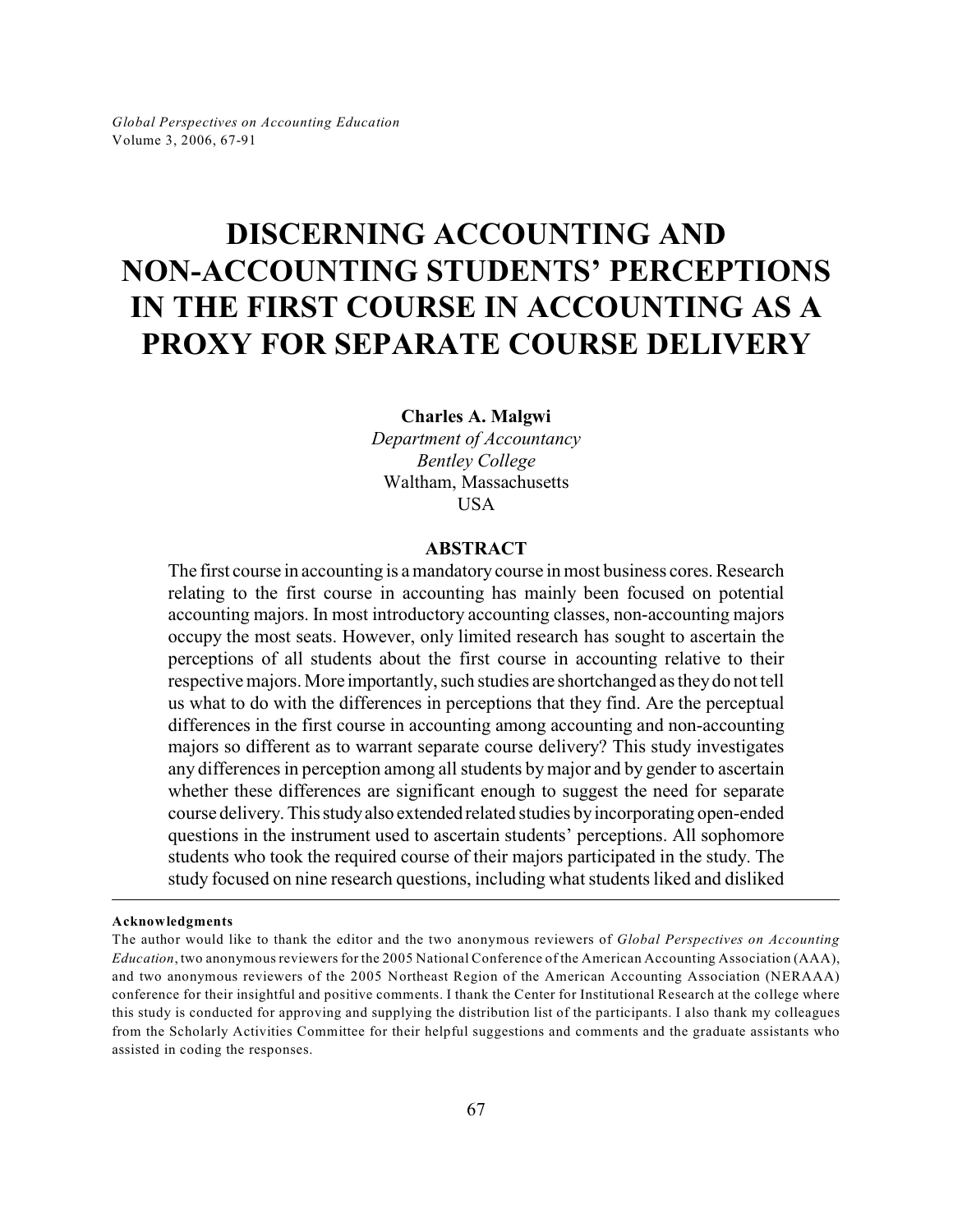# DISCERNING ACCOUNTING AND NON-ACCOUNTING STUDENTS' PERCEPTIONS IN THE FIRST COURSE IN ACCOUNTING AS A PROXY FOR SEPARATE COURSE DELIVERY

**Charles A. Malgwi**
*Department of Accountancy*
*Bentley College*
Waltham, Massachusetts
USA

## ABSTRACT

The first course in accounting is a mandatory course in most business cores. Research relating to the first course in accounting has mainly been focused on potential accounting majors. In most introductory accounting classes, non-accounting majors occupy the most seats. However, only limited research has sought to ascertain the perceptions of all students about the first course in accounting relative to their respective majors. More importantly, such studies are shortchanged as they do not tell us what to do with the differences in perceptions that they find. Are the perceptual differences in the first course in accounting among accounting and non-accounting majors so different as to warrant separate course delivery? This study investigates any differences in perception among all students by major and by gender to ascertain whether these differences are significant enough to suggest the need for separate course delivery. This study also extended related studies by incorporating open-ended questions in the instrument used to ascertain students' perceptions. All sophomore students who took the required course of their majors participated in the study. The study focused on nine research questions, including what students liked and disliked

---

**Acknowledgments**

The author would like to thank the editor and the two anonymous reviewers of *Global Perspectives on Accounting Education*, two anonymous reviewers for the 2005 National Conference of the American Accounting Association (AAA), and two anonymous reviewers of the 2005 Northeast Region of the American Accounting Association (NERAAA) conference for their insightful and positive comments. I thank the Center for Institutional Research at the college where this study is conducted for approving and supplying the distribution list of the participants. I also thank my colleagues from the Scholarly Activities Committee for their helpful suggestions and comments and the graduate assistants who assisted in coding the responses.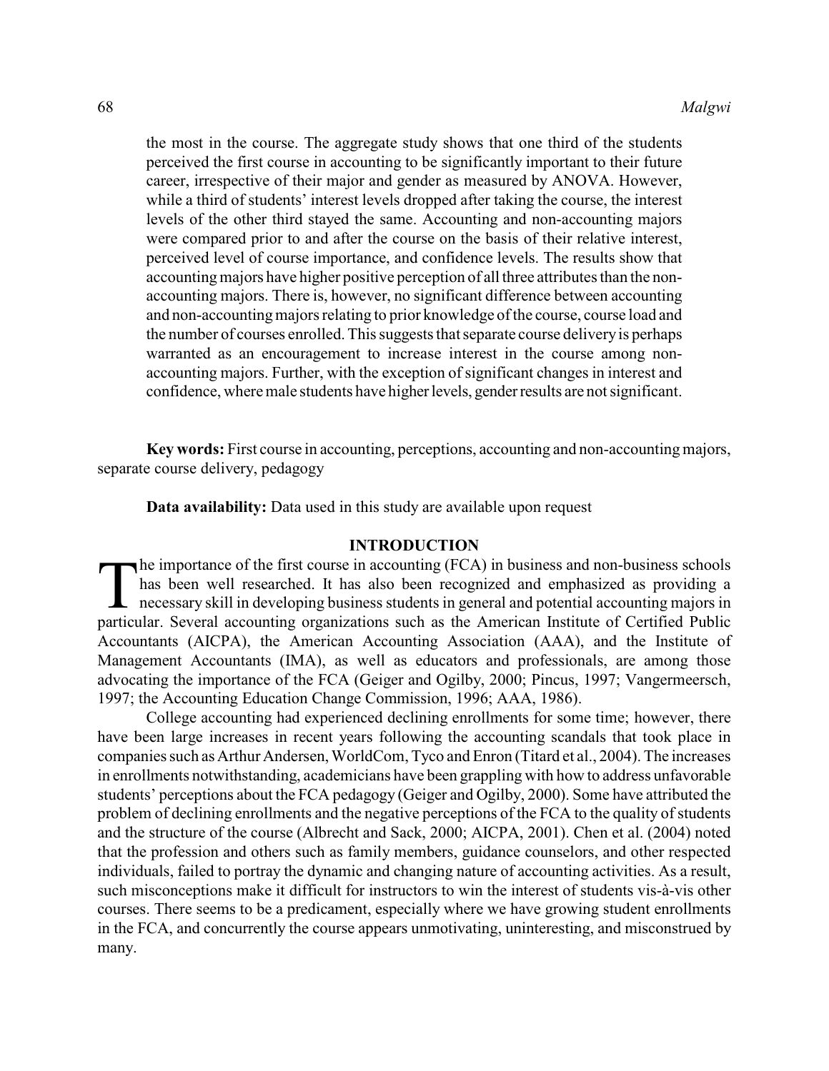the most in the course. The aggregate study shows that one third of the students perceived the first course in accounting to be significantly important to their future career, irrespective of their major and gender as measured by ANOVA. However, while a third of students' interest levels dropped after taking the course, the interest levels of the other third stayed the same. Accounting and non-accounting majors were compared prior to and after the course on the basis of their relative interest, perceived level of course importance, and confidence levels. The results show that accounting majors have higher positive perception of all three attributes than the non-accounting majors. There is, however, no significant difference between accounting and non-accounting majors relating to prior knowledge of the course, course load and the number of courses enrolled. This suggests that separate course delivery is perhaps warranted as an encouragement to increase interest in the course among non-accounting majors. Further, with the exception of significant changes in interest and confidence, where male students have higher levels, gender results are not significant.

**Key words:** First course in accounting, perceptions, accounting and non-accounting majors, separate course delivery, pedagogy

**Data availability:** Data used in this study are available upon request

## INTRODUCTION

The importance of the first course in accounting (FCA) in business and non-business schools has been well researched. It has also been recognized and emphasized as providing a necessary skill in developing business students in general and potential accounting majors in particular. Several accounting organizations such as the American Institute of Certified Public Accountants (AICPA), the American Accounting Association (AAA), and the Institute of Management Accountants (IMA), as well as educators and professionals, are among those advocating the importance of the FCA (Geiger and Ogilby, 2000; Pincus, 1997; Vangermeersch, 1997; the Accounting Education Change Commission, 1996; AAA, 1986).

College accounting had experienced declining enrollments for some time; however, there have been large increases in recent years following the accounting scandals that took place in companies such as Arthur Andersen, WorldCom, Tyco and Enron (Titard et al., 2004). The increases in enrollments notwithstanding, academicians have been grappling with how to address unfavorable students' perceptions about the FCA pedagogy (Geiger and Ogilby, 2000). Some have attributed the problem of declining enrollments and the negative perceptions of the FCA to the quality of students and the structure of the course (Albrecht and Sack, 2000; AICPA, 2001). Chen et al. (2004) noted that the profession and others such as family members, guidance counselors, and other respected individuals, failed to portray the dynamic and changing nature of accounting activities. As a result, such misconceptions make it difficult for instructors to win the interest of students vis-à-vis other courses. There seems to be a predicament, especially where we have growing student enrollments in the FCA, and concurrently the course appears unmotivating, uninteresting, and misconstrued by many.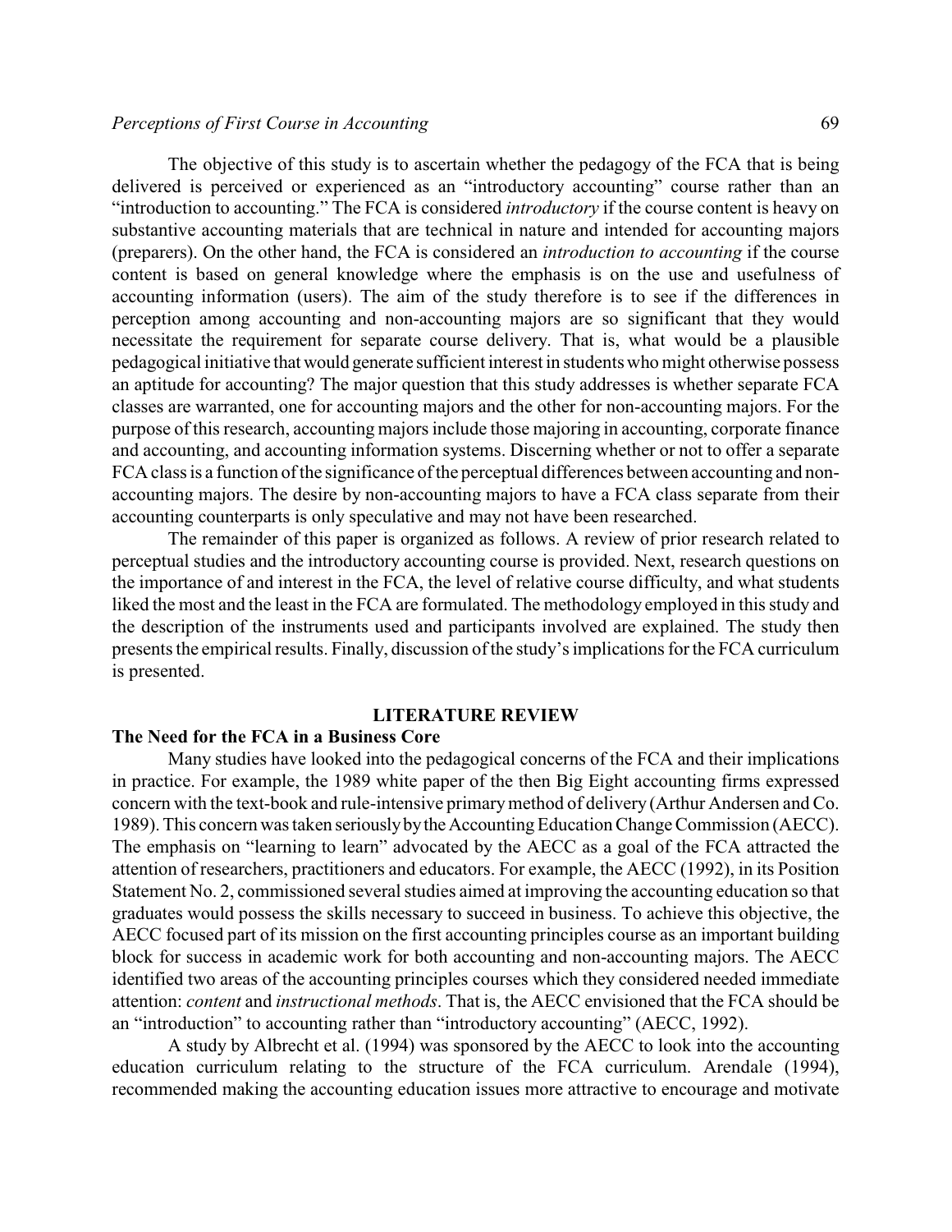The objective of this study is to ascertain whether the pedagogy of the FCA that is being delivered is perceived or experienced as an "introductory accounting" course rather than an "introduction to accounting." The FCA is considered *introductory* if the course content is heavy on substantive accounting materials that are technical in nature and intended for accounting majors (preparers). On the other hand, the FCA is considered an *introduction to accounting* if the course content is based on general knowledge where the emphasis is on the use and usefulness of accounting information (users). The aim of the study therefore is to see if the differences in perception among accounting and non-accounting majors are so significant that they would necessitate the requirement for separate course delivery. That is, what would be a plausible pedagogical initiative that would generate sufficient interest in students who might otherwise possess an aptitude for accounting? The major question that this study addresses is whether separate FCA classes are warranted, one for accounting majors and the other for non-accounting majors. For the purpose of this research, accounting majors include those majoring in accounting, corporate finance and accounting, and accounting information systems. Discerning whether or not to offer a separate FCA class is a function of the significance of the perceptual differences between accounting and non-accounting majors. The desire by non-accounting majors to have a FCA class separate from their accounting counterparts is only speculative and may not have been researched.

The remainder of this paper is organized as follows. A review of prior research related to perceptual studies and the introductory accounting course is provided. Next, research questions on the importance of and interest in the FCA, the level of relative course difficulty, and what students liked the most and the least in the FCA are formulated. The methodology employed in this study and the description of the instruments used and participants involved are explained. The study then presents the empirical results. Finally, discussion of the study's implications for the FCA curriculum is presented.

## LITERATURE REVIEW

### The Need for the FCA in a Business Core

Many studies have looked into the pedagogical concerns of the FCA and their implications in practice. For example, the 1989 white paper of the then Big Eight accounting firms expressed concern with the text-book and rule-intensive primary method of delivery (Arthur Andersen and Co. 1989). This concern was taken seriously by the Accounting Education Change Commission (AECC). The emphasis on "learning to learn" advocated by the AECC as a goal of the FCA attracted the attention of researchers, practitioners and educators. For example, the AECC (1992), in its Position Statement No. 2, commissioned several studies aimed at improving the accounting education so that graduates would possess the skills necessary to succeed in business. To achieve this objective, the AECC focused part of its mission on the first accounting principles course as an important building block for success in academic work for both accounting and non-accounting majors. The AECC identified two areas of the accounting principles courses which they considered needed immediate attention: *content* and *instructional methods*. That is, the AECC envisioned that the FCA should be an "introduction" to accounting rather than "introductory accounting" (AECC, 1992).

A study by Albrecht et al. (1994) was sponsored by the AECC to look into the accounting education curriculum relating to the structure of the FCA curriculum. Arendale (1994), recommended making the accounting education issues more attractive to encourage and motivate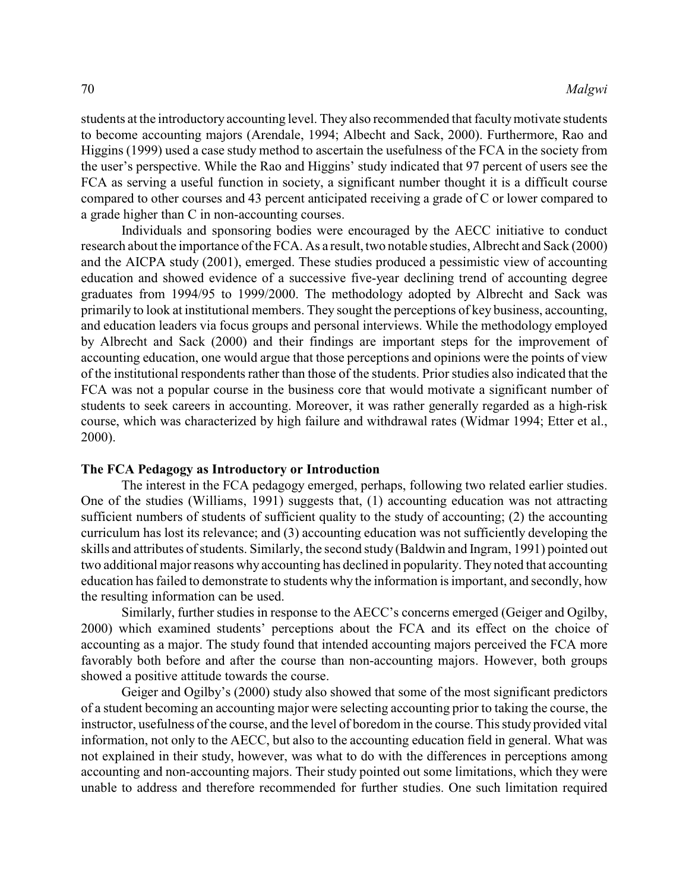students at the introductory accounting level. They also recommended that faculty motivate students to become accounting majors (Arendale, 1994; Albecht and Sack, 2000). Furthermore, Rao and Higgins (1999) used a case study method to ascertain the usefulness of the FCA in the society from the user's perspective. While the Rao and Higgins' study indicated that 97 percent of users see the FCA as serving a useful function in society, a significant number thought it is a difficult course compared to other courses and 43 percent anticipated receiving a grade of C or lower compared to a grade higher than C in non-accounting courses.

Individuals and sponsoring bodies were encouraged by the AECC initiative to conduct research about the importance of the FCA. As a result, two notable studies, Albrecht and Sack (2000) and the AICPA study (2001), emerged. These studies produced a pessimistic view of accounting education and showed evidence of a successive five-year declining trend of accounting degree graduates from 1994/95 to 1999/2000. The methodology adopted by Albrecht and Sack was primarily to look at institutional members. They sought the perceptions of key business, accounting, and education leaders via focus groups and personal interviews. While the methodology employed by Albrecht and Sack (2000) and their findings are important steps for the improvement of accounting education, one would argue that those perceptions and opinions were the points of view of the institutional respondents rather than those of the students. Prior studies also indicated that the FCA was not a popular course in the business core that would motivate a significant number of students to seek careers in accounting. Moreover, it was rather generally regarded as a high-risk course, which was characterized by high failure and withdrawal rates (Widmar 1994; Etter et al., 2000).

**The FCA Pedagogy as Introductory or Introduction**

The interest in the FCA pedagogy emerged, perhaps, following two related earlier studies. One of the studies (Williams, 1991) suggests that, (1) accounting education was not attracting sufficient numbers of students of sufficient quality to the study of accounting; (2) the accounting curriculum has lost its relevance; and (3) accounting education was not sufficiently developing the skills and attributes of students. Similarly, the second study (Baldwin and Ingram, 1991) pointed out two additional major reasons why accounting has declined in popularity. They noted that accounting education has failed to demonstrate to students why the information is important, and secondly, how the resulting information can be used.

Similarly, further studies in response to the AECC's concerns emerged (Geiger and Ogilby, 2000) which examined students' perceptions about the FCA and its effect on the choice of accounting as a major. The study found that intended accounting majors perceived the FCA more favorably both before and after the course than non-accounting majors. However, both groups showed a positive attitude towards the course.

Geiger and Ogilby's (2000) study also showed that some of the most significant predictors of a student becoming an accounting major were selecting accounting prior to taking the course, the instructor, usefulness of the course, and the level of boredom in the course. This study provided vital information, not only to the AECC, but also to the accounting education field in general. What was not explained in their study, however, was what to do with the differences in perceptions among accounting and non-accounting majors. Their study pointed out some limitations, which they were unable to address and therefore recommended for further studies. One such limitation required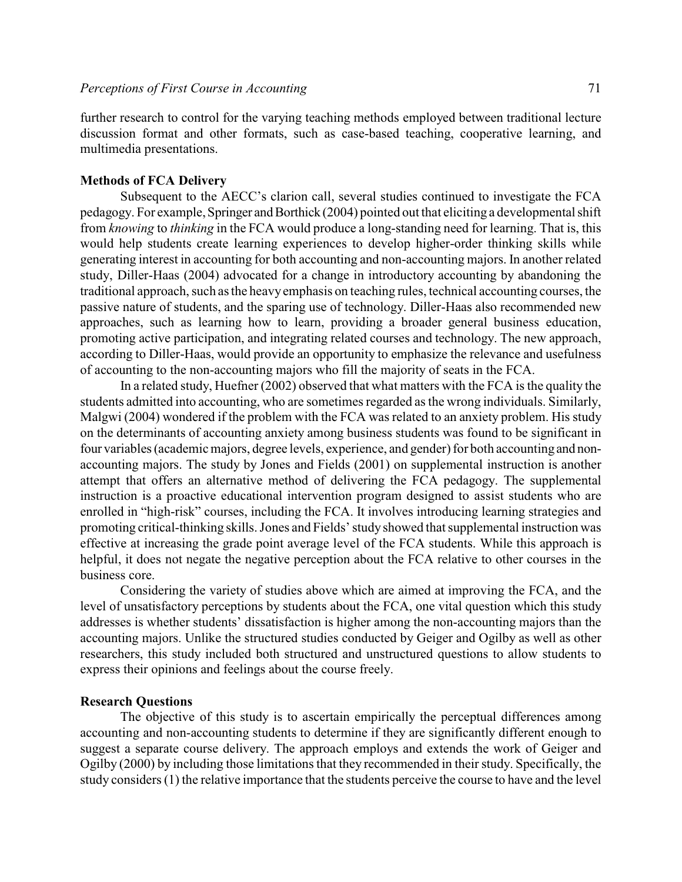further research to control for the varying teaching methods employed between traditional lecture discussion format and other formats, such as case-based teaching, cooperative learning, and multimedia presentations.

### Methods of FCA Delivery

Subsequent to the AECC's clarion call, several studies continued to investigate the FCA pedagogy. For example, Springer and Borthick (2004) pointed out that eliciting a developmental shift from *knowing* to *thinking* in the FCA would produce a long-standing need for learning. That is, this would help students create learning experiences to develop higher-order thinking skills while generating interest in accounting for both accounting and non-accounting majors. In another related study, Diller-Haas (2004) advocated for a change in introductory accounting by abandoning the traditional approach, such as the heavy emphasis on teaching rules, technical accounting courses, the passive nature of students, and the sparing use of technology. Diller-Haas also recommended new approaches, such as learning how to learn, providing a broader general business education, promoting active participation, and integrating related courses and technology. The new approach, according to Diller-Haas, would provide an opportunity to emphasize the relevance and usefulness of accounting to the non-accounting majors who fill the majority of seats in the FCA.

In a related study, Huefner (2002) observed that what matters with the FCA is the quality the students admitted into accounting, who are sometimes regarded as the wrong individuals. Similarly, Malgwi (2004) wondered if the problem with the FCA was related to an anxiety problem. His study on the determinants of accounting anxiety among business students was found to be significant in four variables (academic majors, degree levels, experience, and gender) for both accounting and non-accounting majors. The study by Jones and Fields (2001) on supplemental instruction is another attempt that offers an alternative method of delivering the FCA pedagogy. The supplemental instruction is a proactive educational intervention program designed to assist students who are enrolled in "high-risk" courses, including the FCA. It involves introducing learning strategies and promoting critical-thinking skills. Jones and Fields' study showed that supplemental instruction was effective at increasing the grade point average level of the FCA students. While this approach is helpful, it does not negate the negative perception about the FCA relative to other courses in the business core.

Considering the variety of studies above which are aimed at improving the FCA, and the level of unsatisfactory perceptions by students about the FCA, one vital question which this study addresses is whether students' dissatisfaction is higher among the non-accounting majors than the accounting majors. Unlike the structured studies conducted by Geiger and Ogilby as well as other researchers, this study included both structured and unstructured questions to allow students to express their opinions and feelings about the course freely.

### Research Questions

The objective of this study is to ascertain empirically the perceptual differences among accounting and non-accounting students to determine if they are significantly different enough to suggest a separate course delivery. The approach employs and extends the work of Geiger and Ogilby (2000) by including those limitations that they recommended in their study. Specifically, the study considers (1) the relative importance that the students perceive the course to have and the level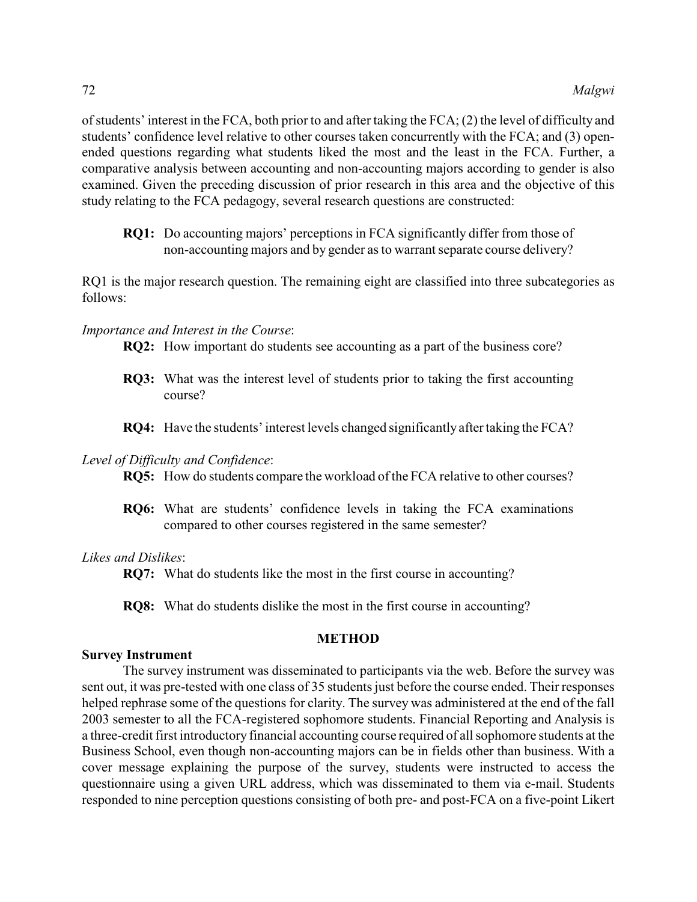of students' interest in the FCA, both prior to and after taking the FCA; (2) the level of difficulty and students' confidence level relative to other courses taken concurrently with the FCA; and (3) open-ended questions regarding what students liked the most and the least in the FCA. Further, a comparative analysis between accounting and non-accounting majors according to gender is also examined. Given the preceding discussion of prior research in this area and the objective of this study relating to the FCA pedagogy, several research questions are constructed:

> **RQ1:** Do accounting majors' perceptions in FCA significantly differ from those of non-accounting majors and by gender as to warrant separate course delivery?

RQ1 is the major research question. The remaining eight are classified into three subcategories as follows:

*Importance and Interest in the Course*:

> **RQ2:** How important do students see accounting as a part of the business core?
>
> **RQ3:** What was the interest level of students prior to taking the first accounting course?
>
> **RQ4:** Have the students' interest levels changed significantly after taking the FCA?

*Level of Difficulty and Confidence*:

> **RQ5:** How do students compare the workload of the FCA relative to other courses?
>
> **RQ6:** What are students' confidence levels in taking the FCA examinations compared to other courses registered in the same semester?

*Likes and Dislikes*:

> **RQ7:** What do students like the most in the first course in accounting?
>
> **RQ8:** What do students dislike the most in the first course in accounting?

## METHOD

### Survey Instrument

The survey instrument was disseminated to participants via the web. Before the survey was sent out, it was pre-tested with one class of 35 students just before the course ended. Their responses helped rephrase some of the questions for clarity. The survey was administered at the end of the fall 2003 semester to all the FCA-registered sophomore students. Financial Reporting and Analysis is a three-credit first introductory financial accounting course required of all sophomore students at the Business School, even though non-accounting majors can be in fields other than business. With a cover message explaining the purpose of the survey, students were instructed to access the questionnaire using a given URL address, which was disseminated to them via e-mail. Students responded to nine perception questions consisting of both pre- and post-FCA on a five-point Likert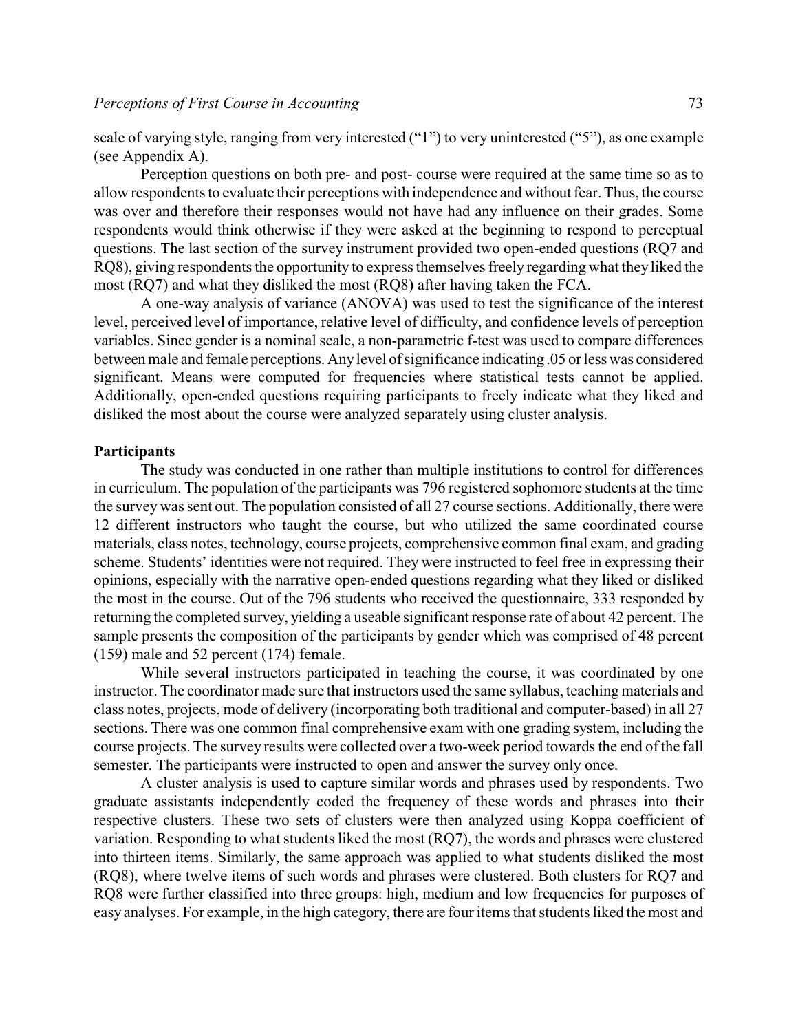scale of varying style, ranging from very interested ("1") to very uninterested ("5"), as one example (see Appendix A).

Perception questions on both pre- and post- course were required at the same time so as to allow respondents to evaluate their perceptions with independence and without fear. Thus, the course was over and therefore their responses would not have had any influence on their grades. Some respondents would think otherwise if they were asked at the beginning to respond to perceptual questions. The last section of the survey instrument provided two open-ended questions (RQ7 and RQ8), giving respondents the opportunity to express themselves freely regarding what they liked the most (RQ7) and what they disliked the most (RQ8) after having taken the FCA.

A one-way analysis of variance (ANOVA) was used to test the significance of the interest level, perceived level of importance, relative level of difficulty, and confidence levels of perception variables. Since gender is a nominal scale, a non-parametric f-test was used to compare differences between male and female perceptions. Any level of significance indicating .05 or less was considered significant. Means were computed for frequencies where statistical tests cannot be applied. Additionally, open-ended questions requiring participants to freely indicate what they liked and disliked the most about the course were analyzed separately using cluster analysis.

**Participants**

The study was conducted in one rather than multiple institutions to control for differences in curriculum. The population of the participants was 796 registered sophomore students at the time the survey was sent out. The population consisted of all 27 course sections. Additionally, there were 12 different instructors who taught the course, but who utilized the same coordinated course materials, class notes, technology, course projects, comprehensive common final exam, and grading scheme. Students' identities were not required. They were instructed to feel free in expressing their opinions, especially with the narrative open-ended questions regarding what they liked or disliked the most in the course. Out of the 796 students who received the questionnaire, 333 responded by returning the completed survey, yielding a useable significant response rate of about 42 percent. The sample presents the composition of the participants by gender which was comprised of 48 percent (159) male and 52 percent (174) female.

While several instructors participated in teaching the course, it was coordinated by one instructor. The coordinator made sure that instructors used the same syllabus, teaching materials and class notes, projects, mode of delivery (incorporating both traditional and computer-based) in all 27 sections. There was one common final comprehensive exam with one grading system, including the course projects. The survey results were collected over a two-week period towards the end of the fall semester. The participants were instructed to open and answer the survey only once.

A cluster analysis is used to capture similar words and phrases used by respondents. Two graduate assistants independently coded the frequency of these words and phrases into their respective clusters. These two sets of clusters were then analyzed using Koppa coefficient of variation. Responding to what students liked the most (RQ7), the words and phrases were clustered into thirteen items. Similarly, the same approach was applied to what students disliked the most (RQ8), where twelve items of such words and phrases were clustered. Both clusters for RQ7 and RQ8 were further classified into three groups: high, medium and low frequencies for purposes of easy analyses. For example, in the high category, there are four items that students liked the most and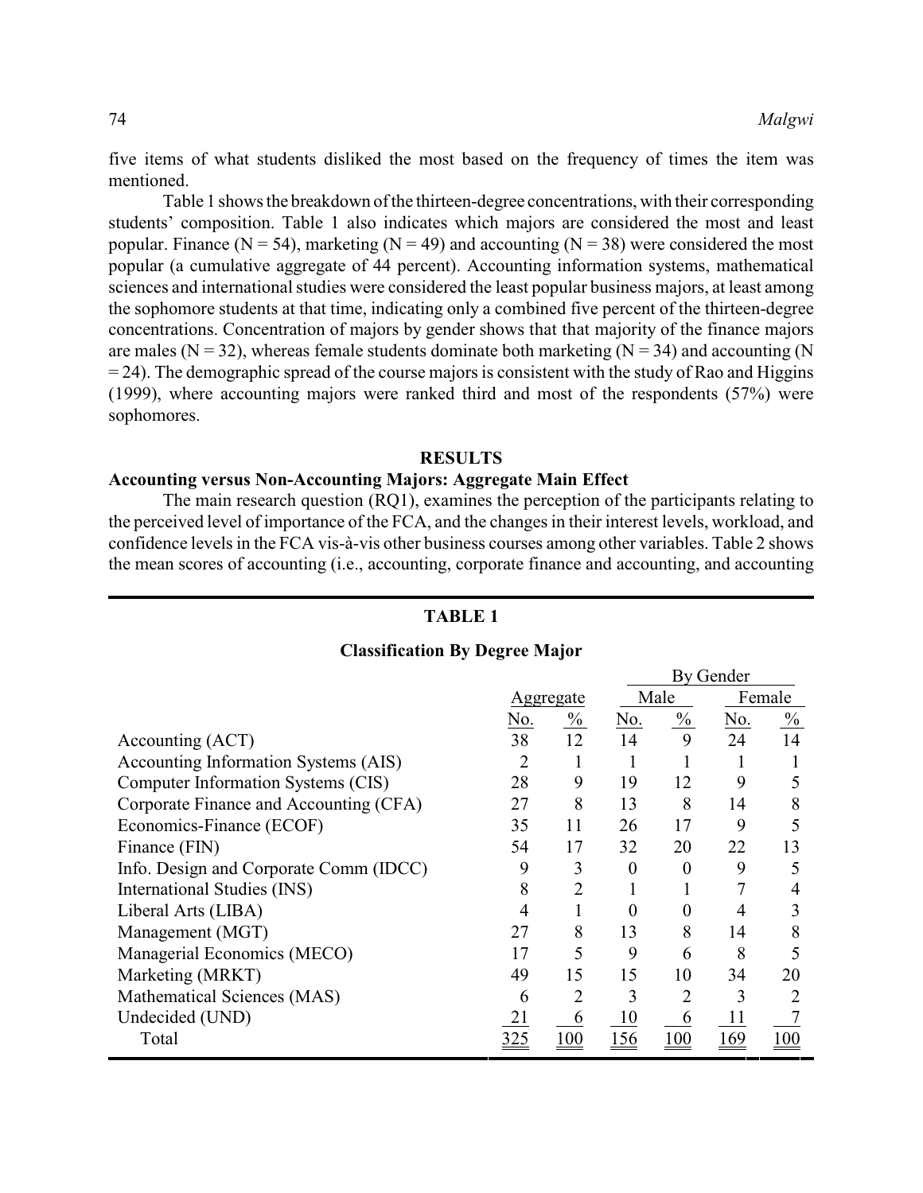five items of what students disliked the most based on the frequency of times the item was mentioned.

Table 1 shows the breakdown of the thirteen-degree concentrations, with their corresponding students' composition. Table 1 also indicates which majors are considered the most and least popular. Finance (N = 54), marketing (N = 49) and accounting (N = 38) were considered the most popular (a cumulative aggregate of 44 percent). Accounting information systems, mathematical sciences and international studies were considered the least popular business majors, at least among the sophomore students at that time, indicating only a combined five percent of the thirteen-degree concentrations. Concentration of majors by gender shows that that majority of the finance majors are males (N = 32), whereas female students dominate both marketing (N = 34) and accounting (N = 24). The demographic spread of the course majors is consistent with the study of Rao and Higgins (1999), where accounting majors were ranked third and most of the respondents (57%) were sophomores.

## RESULTS

### Accounting versus Non-Accounting Majors: Aggregate Main Effect

The main research question (RQ1), examines the perception of the participants relating to the perceived level of importance of the FCA, and the changes in their interest levels, workload, and confidence levels in the FCA vis-à-vis other business courses among other variables. Table 2 shows the mean scores of accounting (i.e., accounting, corporate finance and accounting, and accounting

**TABLE 1**

**Classification By Degree Major**

| | | | By Gender | | | |
|---|---|---|---|---|---|---|
| | Aggregate | | Male | | Female | |
| | No. | % | No. | % | No. | % |
| Accounting (ACT) | 38 | 12 | 14 | 9 | 24 | 14 |
| Accounting Information Systems (AIS) | 2 | 1 | 1 | 1 | 1 | 1 |
| Computer Information Systems (CIS) | 28 | 9 | 19 | 12 | 9 | 5 |
| Corporate Finance and Accounting (CFA) | 27 | 8 | 13 | 8 | 14 | 8 |
| Economics-Finance (ECOF) | 35 | 11 | 26 | 17 | 9 | 5 |
| Finance (FIN) | 54 | 17 | 32 | 20 | 22 | 13 |
| Info. Design and Corporate Comm (IDCC) | 9 | 3 | 0 | 0 | 9 | 5 |
| International Studies (INS) | 8 | 2 | 1 | 1 | 7 | 4 |
| Liberal Arts (LIBA) | 4 | 1 | 0 | 0 | 4 | 3 |
| Management (MGT) | 27 | 8 | 13 | 8 | 14 | 8 |
| Managerial Economics (MECO) | 17 | 5 | 9 | 6 | 8 | 5 |
| Marketing (MRKT) | 49 | 15 | 15 | 10 | 34 | 20 |
| Mathematical Sciences (MAS) | 6 | 2 | 3 | 2 | 3 | 2 |
| Undecided (UND) | 21 | 6 | 10 | 6 | 11 | 7 |
| Total | 325 | 100 | 156 | 100 | 169 | 100 |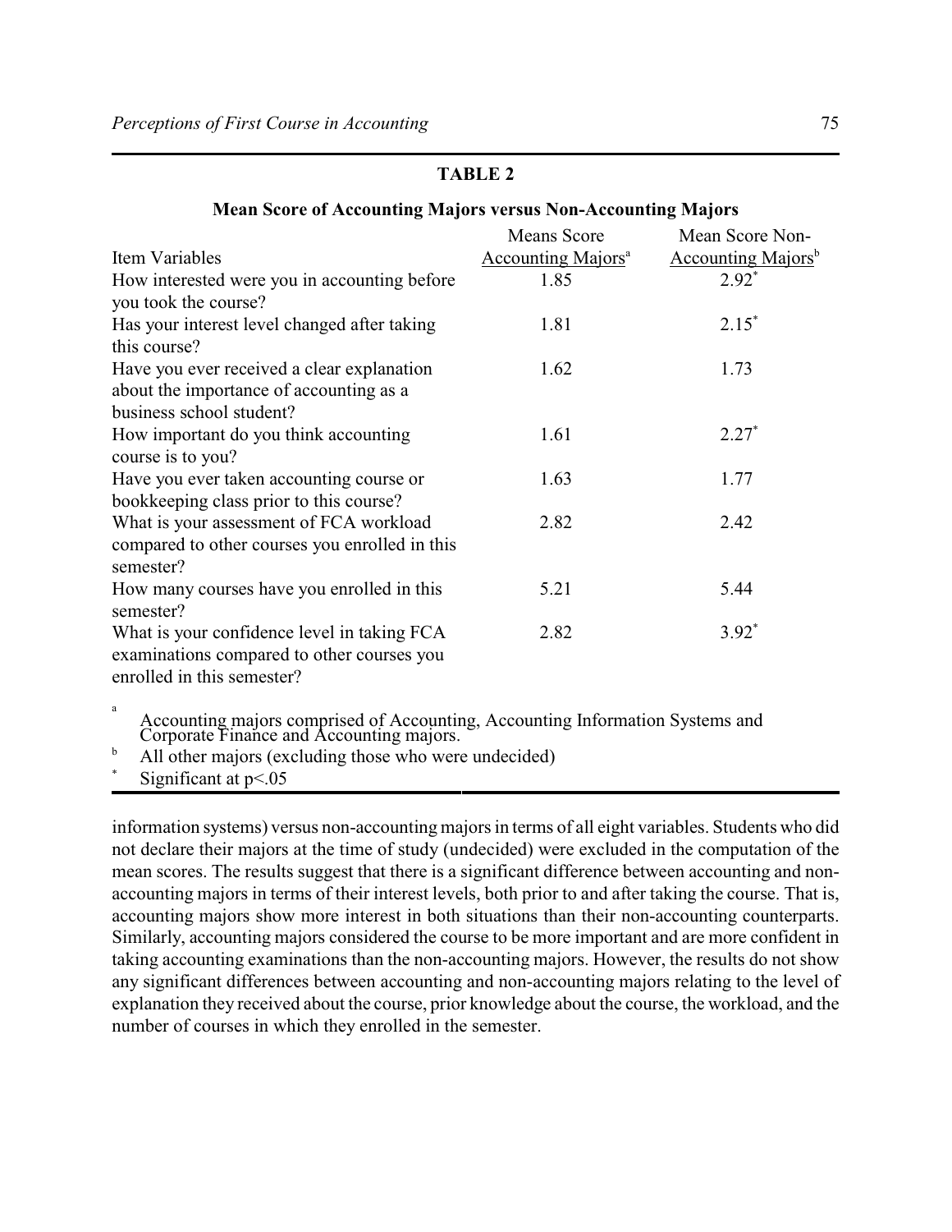**TABLE 2**

**Mean Score of Accounting Majors versus Non-Accounting Majors**

| Item Variables | Means Score Accounting Majors[a] | Mean Score Non-Accounting Majors[b] |
|---|---|---|
| How interested were you in accounting before you took the course? | 1.85 | 2.92* |
| Has your interest level changed after taking this course? | 1.81 | 2.15* |
| Have you ever received a clear explanation about the importance of accounting as a business school student? | 1.62 | 1.73 |
| How important do you think accounting course is to you? | 1.61 | 2.27* |
| Have you ever taken accounting course or bookkeeping class prior to this course? | 1.63 | 1.77 |
| What is your assessment of FCA workload compared to other courses you enrolled in this semester? | 2.82 | 2.42 |
| How many courses have you enrolled in this semester? | 5.21 | 5.44 |
| What is your confidence level in taking FCA examinations compared to other courses you enrolled in this semester? | 2.82 | 3.92* |

[a] Accounting majors comprised of Accounting, Accounting Information Systems and Corporate Finance and Accounting majors.

[b] All other majors (excluding those who were undecided)

\* Significant at $p<.05$

information systems) versus non-accounting majors in terms of all eight variables. Students who did not declare their majors at the time of study (undecided) were excluded in the computation of the mean scores. The results suggest that there is a significant difference between accounting and non-accounting majors in terms of their interest levels, both prior to and after taking the course. That is, accounting majors show more interest in both situations than their non-accounting counterparts. Similarly, accounting majors considered the course to be more important and are more confident in taking accounting examinations than the non-accounting majors. However, the results do not show any significant differences between accounting and non-accounting majors relating to the level of explanation they received about the course, prior knowledge about the course, the workload, and the number of courses in which they enrolled in the semester.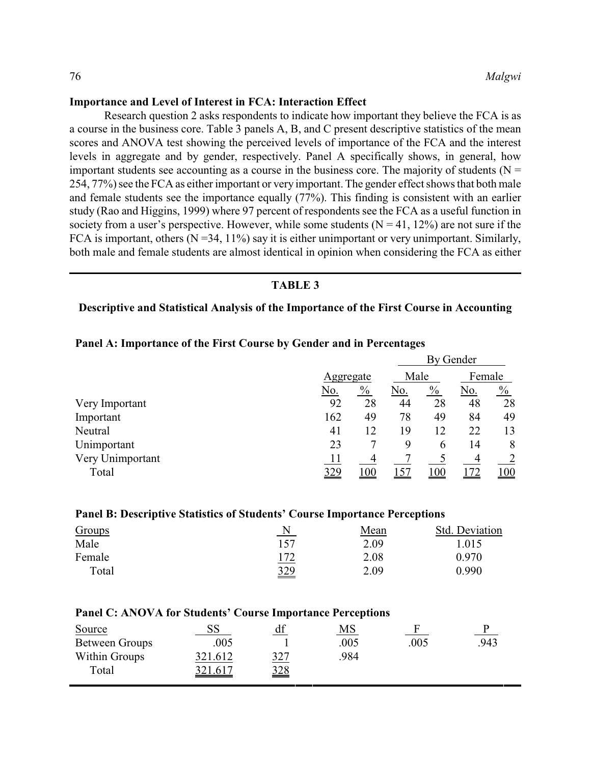### Importance and Level of Interest in FCA: Interaction Effect

Research question 2 asks respondents to indicate how important they believe the FCA is as a course in the business core. Table 3 panels A, B, and C present descriptive statistics of the mean scores and ANOVA test showing the perceived levels of importance of the FCA and the interest levels in aggregate and by gender, respectively. Panel A specifically shows, in general, how important students see accounting as a course in the business core. The majority of students (N = 254, 77%) see the FCA as either important or very important. The gender effect shows that both male and female students see the importance equally (77%). This finding is consistent with an earlier study (Rao and Higgins, 1999) where 97 percent of respondents see the FCA as a useful function in society from a user's perspective. However, while some students (N = 41, 12%) are not sure if the FCA is important, others (N =34, 11%) say it is either unimportant or very unimportant. Similarly, both male and female students are almost identical in opinion when considering the FCA as either

**TABLE 3**

**Descriptive and Statistical Analysis of the Importance of the First Course in Accounting**

**Panel A: Importance of the First Course by Gender and in Percentages**

| | Aggregate | | By Gender | | | |
|---|---|---|---|---|---|---|
| | | | Male | | Female | |
| | No. | % | No. | % | No. | % |
| Very Important | 92 | 28 | 44 | 28 | 48 | 28 |
| Important | 162 | 49 | 78 | 49 | 84 | 49 |
| Neutral | 41 | 12 | 19 | 12 | 22 | 13 |
| Unimportant | 23 | 7 | 9 | 6 | 14 | 8 |
| Very Unimportant | 11 | 4 | 7 | 5 | 4 | 2 |
| Total | 329 | 100 | 157 | 100 | 172 | 100 |

**Panel B: Descriptive Statistics of Students' Course Importance Perceptions**

| Groups | N | Mean | Std. Deviation |
|---|---|---|---|
| Male | 157 | 2.09 | 1.015 |
| Female | 172 | 2.08 | 0.970 |
| Total | 329 | 2.09 | 0.990 |

**Panel C: ANOVA for Students' Course Importance Perceptions**

| Source | SS | df | MS | F | P |
|---|---|---|---|---|---|
| Between Groups | .005 | 1 | .005 | .005 | .943 |
| Within Groups | 321.612 | 327 | .984 | | |
| Total | 321.617 | 328 | | | |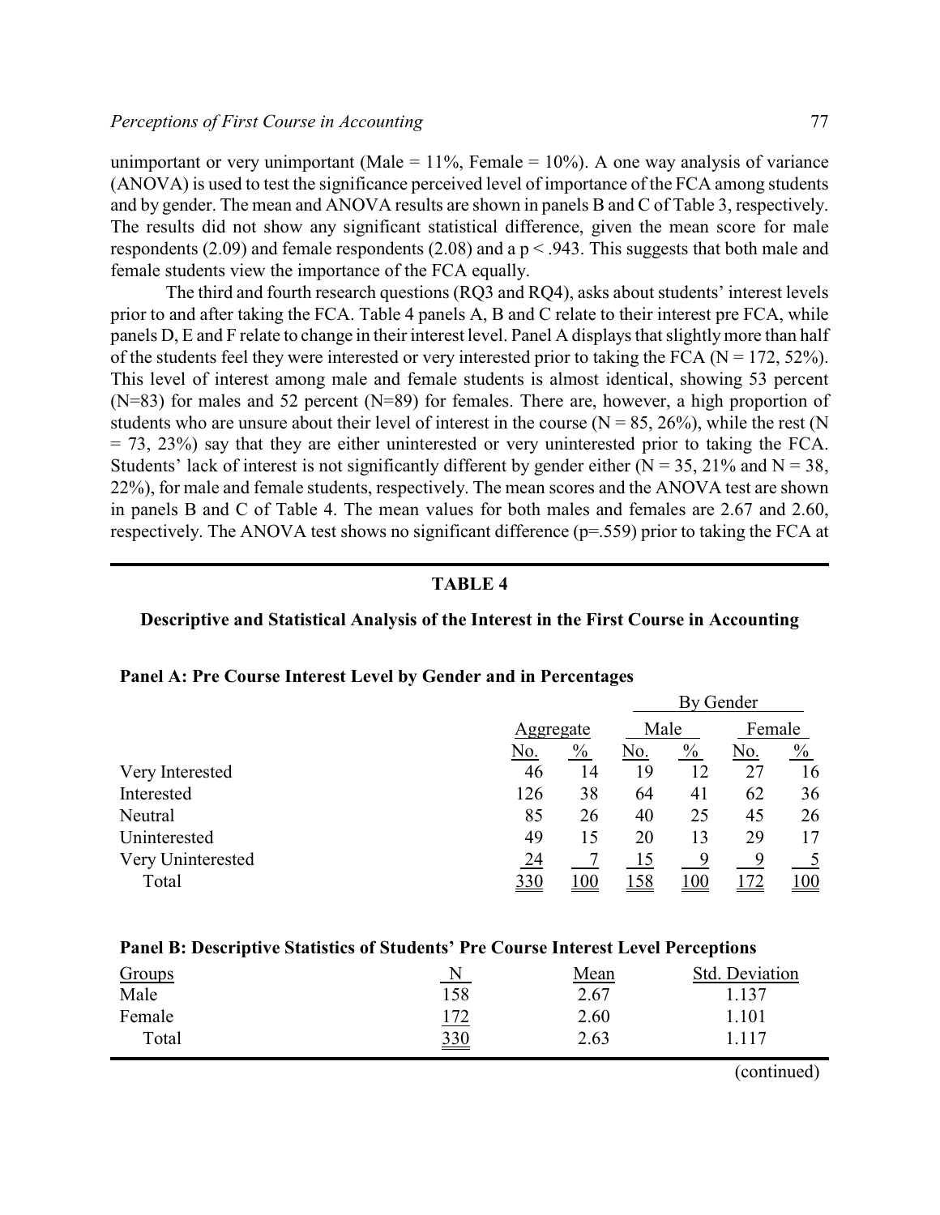unimportant or very unimportant (Male = 11%, Female = 10%). A one way analysis of variance (ANOVA) is used to test the significance perceived level of importance of the FCA among students and by gender. The mean and ANOVA results are shown in panels B and C of Table 3, respectively. The results did not show any significant statistical difference, given the mean score for male respondents (2.09) and female respondents (2.08) and a $p < .943$. This suggests that both male and female students view the importance of the FCA equally.

The third and fourth research questions (RQ3 and RQ4), asks about students' interest levels prior to and after taking the FCA. Table 4 panels A, B and C relate to their interest pre FCA, while panels D, E and F relate to change in their interest level. Panel A displays that slightly more than half of the students feel they were interested or very interested prior to taking the FCA (N = 172, 52%). This level of interest among male and female students is almost identical, showing 53 percent (N=83) for males and 52 percent (N=89) for females. There are, however, a high proportion of students who are unsure about their level of interest in the course (N = 85, 26%), while the rest (N = 73, 23%) say that they are either uninterested or very uninterested prior to taking the FCA. Students' lack of interest is not significantly different by gender either (N = 35, 21% and N = 38, 22%), for male and female students, respectively. The mean scores and the ANOVA test are shown in panels B and C of Table 4. The mean values for both males and females are 2.67 and 2.60, respectively. The ANOVA test shows no significant difference ($p=.559$) prior to taking the FCA at

**TABLE 4**

**Descriptive and Statistical Analysis of the Interest in the First Course in Accounting**

**Panel A: Pre Course Interest Level by Gender and in Percentages**

| | Aggregate | | By Gender | | | |
|---|---|---|---|---|---|---|
| | | | Male | | Female | |
| | No. | % | No. | % | No. | % |
| Very Interested | 46 | 14 | 19 | 12 | 27 | 16 |
| Interested | 126 | 38 | 64 | 41 | 62 | 36 |
| Neutral | 85 | 26 | 40 | 25 | 45 | 26 |
| Uninterested | 49 | 15 | 20 | 13 | 29 | 17 |
| Very Uninterested | 24 | 7 | 15 | 9 | 9 | 5 |
| Total | 330 | 100 | 158 | 100 | 172 | 100 |

**Panel B: Descriptive Statistics of Students' Pre Course Interest Level Perceptions**

| Groups | N | Mean | Std. Deviation |
|---|---|---|---|
| Male | 158 | 2.67 | 1.137 |
| Female | 172 | 2.60 | 1.101 |
| Total | 330 | 2.63 | 1.117 |

(continued)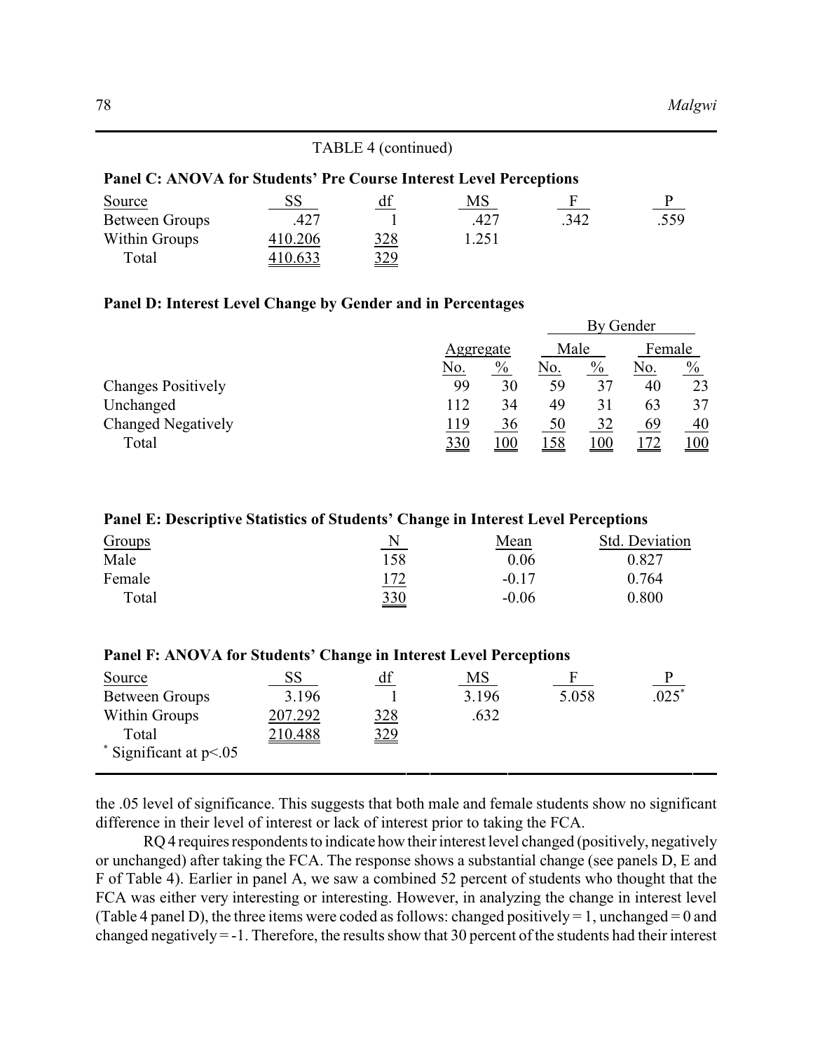TABLE 4 (continued)

**Panel C: ANOVA for Students' Pre Course Interest Level Perceptions**

| Source | SS | df | MS | F | P |
|---|---|---|---|---|---|
| Between Groups | .427 | 1 | .427 | .342 | .559 |
| Within Groups | 410.206 | 328 | 1.251 | | |
| Total | 410.633 | 329 | | | |

**Panel D: Interest Level Change by Gender and in Percentages**

| | Aggregate | | By Gender | | | |
|---|---|---|---|---|---|---|
| | | | Male | | Female | |
| | No. | % | No. | % | No. | % |
| Changes Positively | 99 | 30 | 59 | 37 | 40 | 23 |
| Unchanged | 112 | 34 | 49 | 31 | 63 | 37 |
| Changed Negatively | 119 | 36 | 50 | 32 | 69 | 40 |
| Total | 330 | 100 | 158 | 100 | 172 | 100 |

**Panel E: Descriptive Statistics of Students' Change in Interest Level Perceptions**

| Groups | N | Mean | Std. Deviation |
|---|---|---|---|
| Male | 158 | 0.06 | 0.827 |
| Female | 172 | -0.17 | 0.764 |
| Total | 330 | -0.06 | 0.800 |

**Panel F: ANOVA for Students' Change in Interest Level Perceptions**

| Source | SS | df | MS | F | P |
|---|---|---|---|---|---|
| Between Groups | 3.196 | 1 | 3.196 | 5.058 | .025* |
| Within Groups | 207.292 | 328 | .632 | | |
| Total | 210.488 | 329 | | | |

* Significant at $p<.05$

the .05 level of significance. This suggests that both male and female students show no significant difference in their level of interest or lack of interest prior to taking the FCA.

RQ 4 requires respondents to indicate how their interest level changed (positively, negatively or unchanged) after taking the FCA. The response shows a substantial change (see panels D, E and F of Table 4). Earlier in panel A, we saw a combined 52 percent of students who thought that the FCA was either very interesting or interesting. However, in analyzing the change in interest level (Table 4 panel D), the three items were coded as follows: changed positively = 1, unchanged = 0 and changed negatively = -1. Therefore, the results show that 30 percent of the students had their interest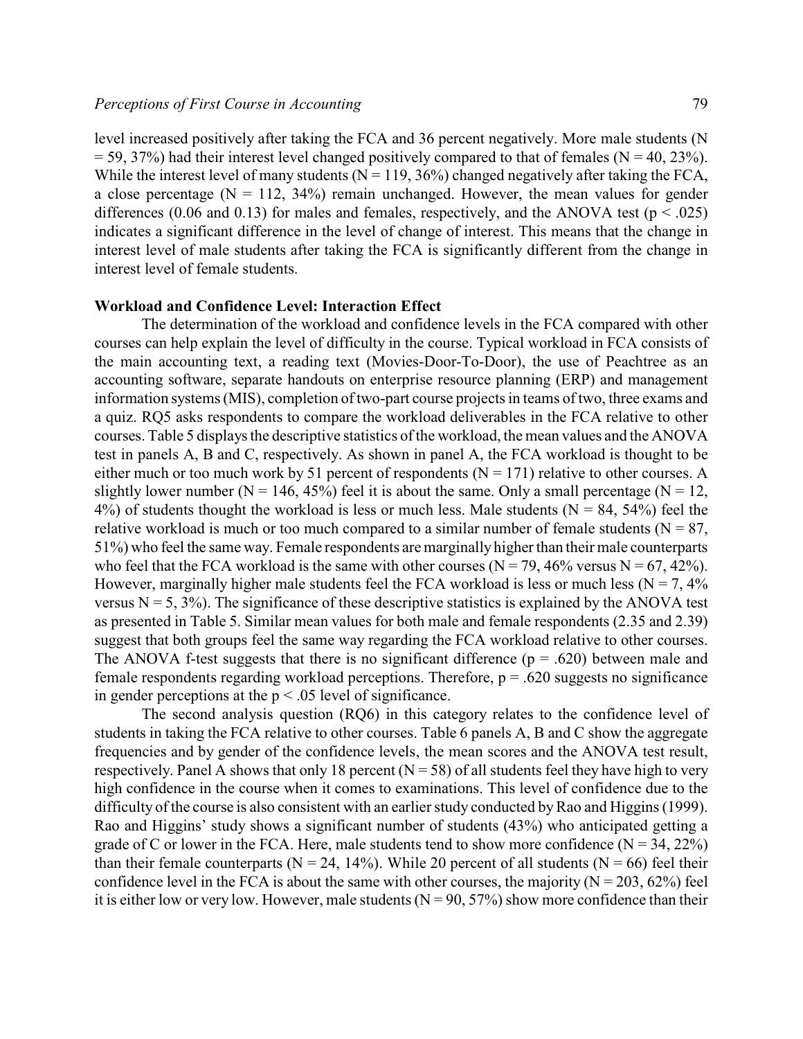level increased positively after taking the FCA and 36 percent negatively. More male students (N = 59, 37%) had their interest level changed positively compared to that of females (N = 40, 23%). While the interest level of many students (N = 119, 36%) changed negatively after taking the FCA, a close percentage (N = 112, 34%) remain unchanged. However, the mean values for gender differences (0.06 and 0.13) for males and females, respectively, and the ANOVA test ($p < .025$) indicates a significant difference in the level of change of interest. This means that the change in interest level of male students after taking the FCA is significantly different from the change in interest level of female students.

**Workload and Confidence Level: Interaction Effect**

The determination of the workload and confidence levels in the FCA compared with other courses can help explain the level of difficulty in the course. Typical workload in FCA consists of the main accounting text, a reading text (Movies-Door-To-Door), the use of Peachtree as an accounting software, separate handouts on enterprise resource planning (ERP) and management information systems (MIS), completion of two-part course projects in teams of two, three exams and a quiz. RQ5 asks respondents to compare the workload deliverables in the FCA relative to other courses. Table 5 displays the descriptive statistics of the workload, the mean values and the ANOVA test in panels A, B and C, respectively. As shown in panel A, the FCA workload is thought to be either much or too much work by 51 percent of respondents (N = 171) relative to other courses. A slightly lower number (N = 146, 45%) feel it is about the same. Only a small percentage (N = 12, 4%) of students thought the workload is less or much less. Male students (N = 84, 54%) feel the relative workload is much or too much compared to a similar number of female students (N = 87, 51%) who feel the same way. Female respondents are marginally higher than their male counterparts who feel that the FCA workload is the same with other courses (N = 79, 46% versus N = 67, 42%). However, marginally higher male students feel the FCA workload is less or much less (N = 7, 4% versus N = 5, 3%). The significance of these descriptive statistics is explained by the ANOVA test as presented in Table 5. Similar mean values for both male and female respondents (2.35 and 2.39) suggest that both groups feel the same way regarding the FCA workload relative to other courses. The ANOVA f-test suggests that there is no significant difference ($p = .620$) between male and female respondents regarding workload perceptions. Therefore, $p = .620$ suggests no significance in gender perceptions at the $p < .05$ level of significance.

The second analysis question (RQ6) in this category relates to the confidence level of students in taking the FCA relative to other courses. Table 6 panels A, B and C show the aggregate frequencies and by gender of the confidence levels, the mean scores and the ANOVA test result, respectively. Panel A shows that only 18 percent (N = 58) of all students feel they have high to very high confidence in the course when it comes to examinations. This level of confidence due to the difficulty of the course is also consistent with an earlier study conducted by Rao and Higgins (1999). Rao and Higgins' study shows a significant number of students (43%) who anticipated getting a grade of C or lower in the FCA. Here, male students tend to show more confidence (N = 34, 22%) than their female counterparts (N = 24, 14%). While 20 percent of all students (N = 66) feel their confidence level in the FCA is about the same with other courses, the majority (N = 203, 62%) feel it is either low or very low. However, male students (N = 90, 57%) show more confidence than their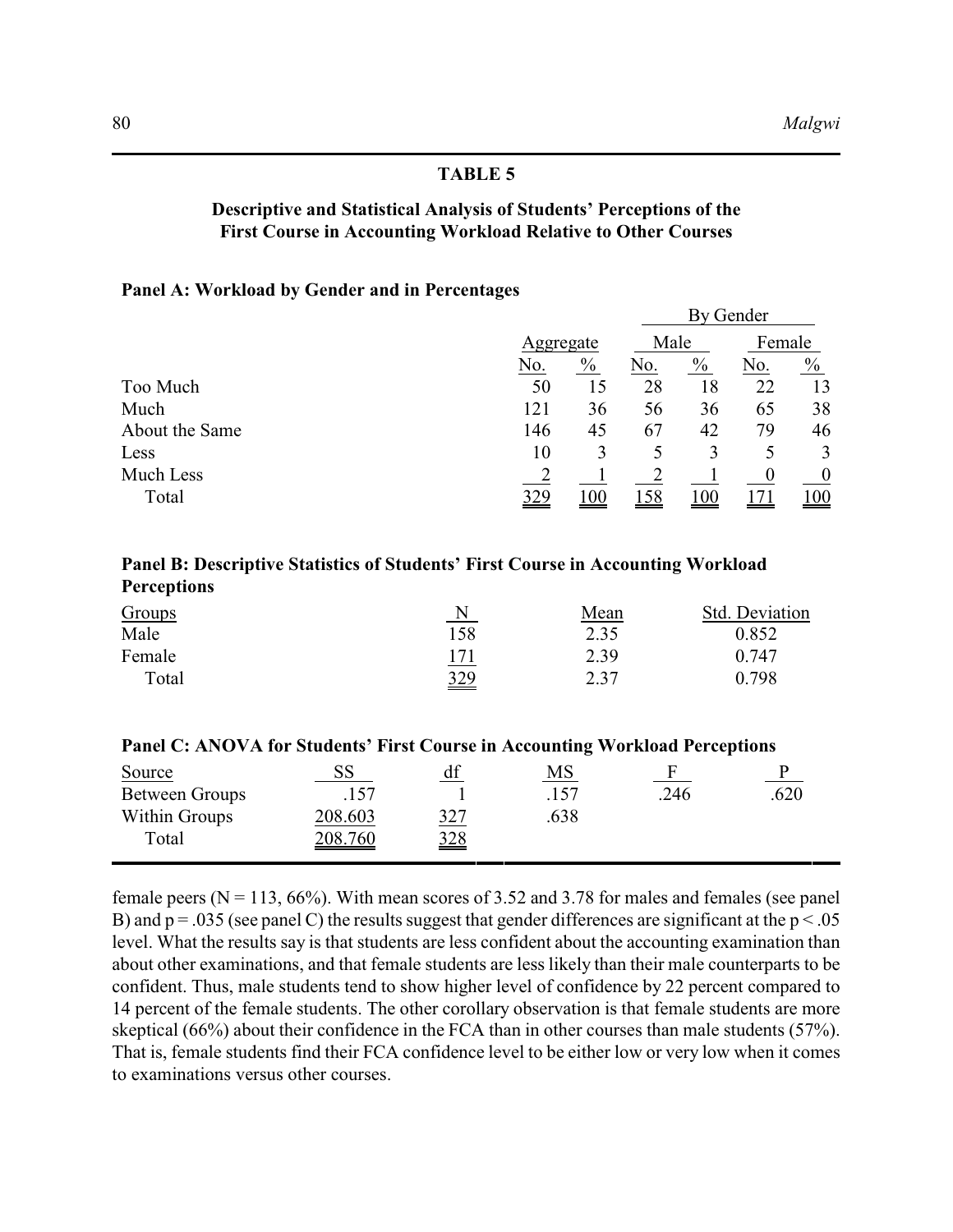**TABLE 5**

**Descriptive and Statistical Analysis of Students' Perceptions of the First Course in Accounting Workload Relative to Other Courses**

**Panel A: Workload by Gender and in Percentages**

| | Aggregate | | By Gender | | | |
|---|---|---|---|---|---|---|
| | | | Male | | Female | |
| | No. | % | No. | % | No. | % |
| Too Much | 50 | 15 | 28 | 18 | 22 | 13 |
| Much | 121 | 36 | 56 | 36 | 65 | 38 |
| About the Same | 146 | 45 | 67 | 42 | 79 | 46 |
| Less | 10 | 3 | 5 | 3 | 5 | 3 |
| Much Less | 2 | 1 | 2 | 1 | 0 | 0 |
| Total | 329 | 100 | 158 | 100 | 171 | 100 |

**Panel B: Descriptive Statistics of Students' First Course in Accounting Workload Perceptions**

| Groups | N | Mean | Std. Deviation |
|---|---|---|---|
| Male | 158 | 2.35 | 0.852 |
| Female | 171 | 2.39 | 0.747 |
| Total | 329 | 2.37 | 0.798 |

**Panel C: ANOVA for Students' First Course in Accounting Workload Perceptions**

| Source | SS | df | MS | F | P |
|---|---|---|---|---|---|
| Between Groups | .157 | 1 | .157 | .246 | .620 |
| Within Groups | 208.603 | 327 | .638 | | |
| Total | 208.760 | 328 | | | |

female peers (N = 113, 66%). With mean scores of 3.52 and 3.78 for males and females (see panel B) and p = .035 (see panel C) the results suggest that gender differences are significant at the $p < .05$ level. What the results say is that students are less confident about the accounting examination than about other examinations, and that female students are less likely than their male counterparts to be confident. Thus, male students tend to show higher level of confidence by 22 percent compared to 14 percent of the female students. The other corollary observation is that female students are more skeptical (66%) about their confidence in the FCA than in other courses than male students (57%). That is, female students find their FCA confidence level to be either low or very low when it comes to examinations versus other courses.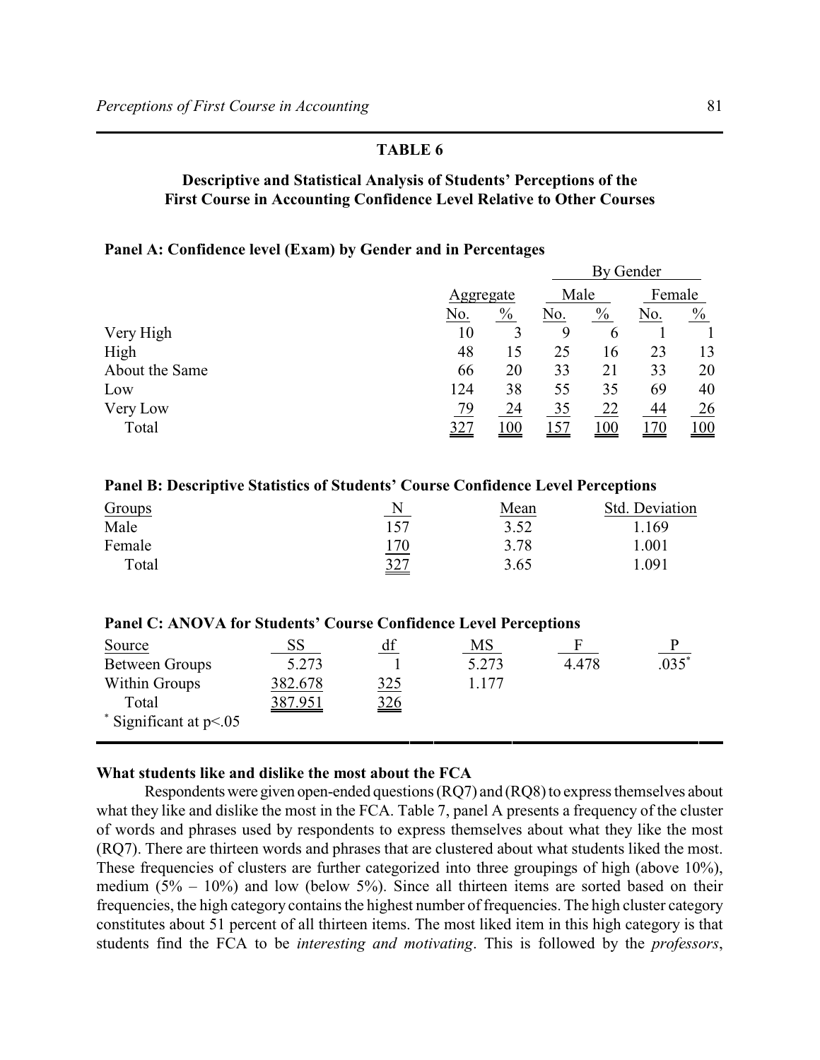## TABLE 6

### Descriptive and Statistical Analysis of Students' Perceptions of the First Course in Accounting Confidence Level Relative to Other Courses

**Panel A: Confidence level (Exam) by Gender and in Percentages**

| | Aggregate | | By Gender | | | |
|---|---|---|---|---|---|---|
| | | | Male | | Female | |
| | No. | % | No. | % | No. | % |
| Very High | 10 | 3 | 9 | 6 | 1 | 1 |
| High | 48 | 15 | 25 | 16 | 23 | 13 |
| About the Same | 66 | 20 | 33 | 21 | 33 | 20 |
| Low | 124 | 38 | 55 | 35 | 69 | 40 |
| Very Low | 79 | 24 | 35 | 22 | 44 | 26 |
| Total | 327 | 100 | 157 | 100 | 170 | 100 |

**Panel B: Descriptive Statistics of Students' Course Confidence Level Perceptions**

| Groups | N | Mean | Std. Deviation |
|---|---|---|---|
| Male | 157 | 3.52 | 1.169 |
| Female | 170 | 3.78 | 1.001 |
| Total | 327 | 3.65 | 1.091 |

**Panel C: ANOVA for Students' Course Confidence Level Perceptions**

| Source | SS | df | MS | F | P |
|---|---|---|---|---|---|
| Between Groups | 5.273 | 1 | 5.273 | 4.478 | .035* |
| Within Groups | 382.678 | 325 | 1.177 | | |
| Total | 387.951 | 326 | | | |

\* Significant at $p<.05$

**What students like and dislike the most about the FCA**

Respondents were given open-ended questions (RQ7) and (RQ8) to express themselves about what they like and dislike the most in the FCA. Table 7, panel A presents a frequency of the cluster of words and phrases used by respondents to express themselves about what they like the most (RQ7). There are thirteen words and phrases that are clustered about what students liked the most. These frequencies of clusters are further categorized into three groupings of high (above 10%), medium (5% – 10%) and low (below 5%). Since all thirteen items are sorted based on their frequencies, the high category contains the highest number of frequencies. The high cluster category constitutes about 51 percent of all thirteen items. The most liked item in this high category is that students find the FCA to be *interesting and motivating*. This is followed by the *professors*,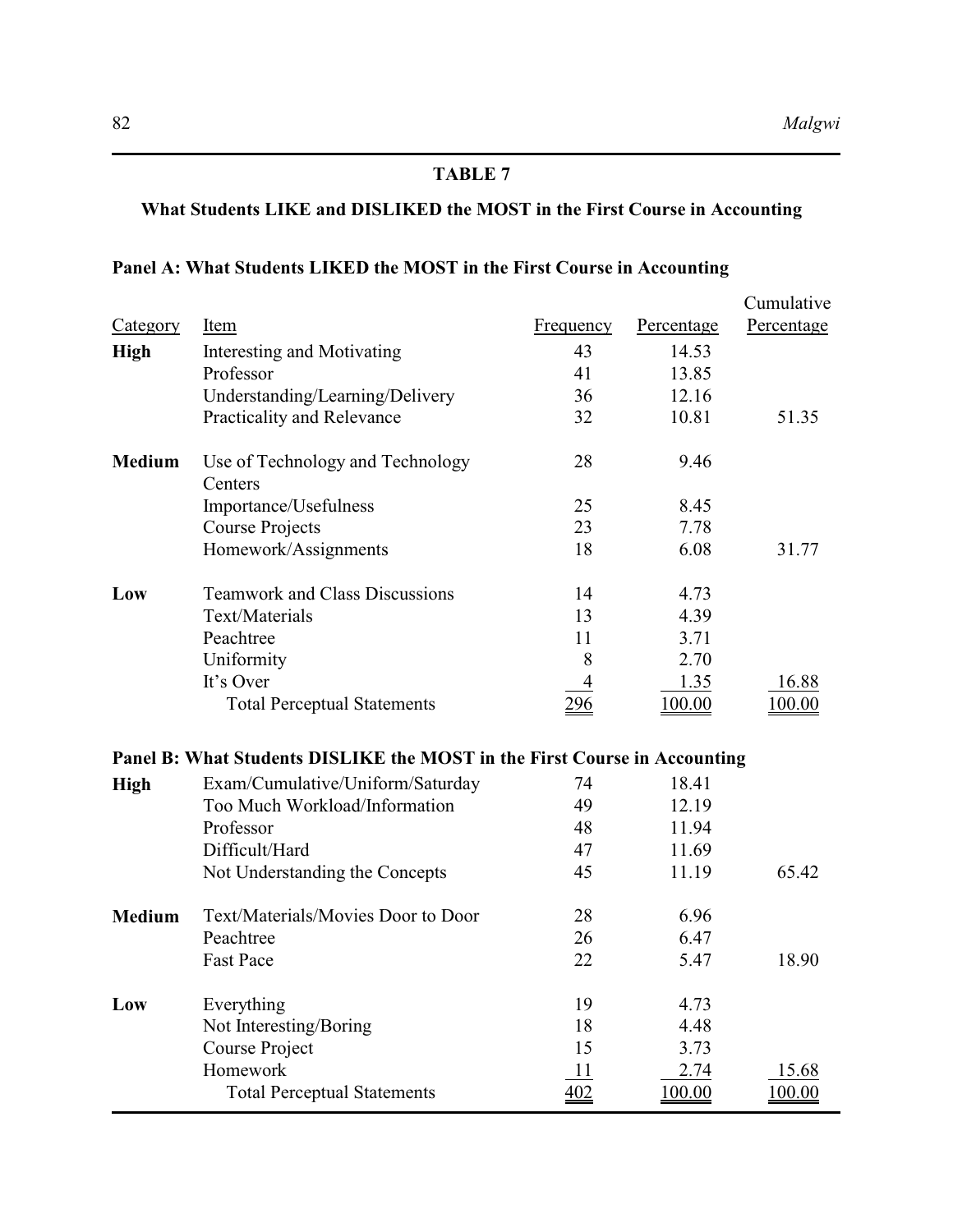## TABLE 7

### What Students LIKE and DISLIKED the MOST in the First Course in Accounting

**Panel A: What Students LIKED the MOST in the First Course in Accounting**

| Category | Item | Frequency | Percentage | Cumulative Percentage |
|---|---|---|---|---|
| **High** | Interesting and Motivating | 43 | 14.53 | |
| | Professor | 41 | 13.85 | |
| | Understanding/Learning/Delivery | 36 | 12.16 | |
| | Practicality and Relevance | 32 | 10.81 | 51.35 |
| **Medium** | Use of Technology and Technology Centers | 28 | 9.46 | |
| | Importance/Usefulness | 25 | 8.45 | |
| | Course Projects | 23 | 7.78 | |
| | Homework/Assignments | 18 | 6.08 | 31.77 |
| **Low** | Teamwork and Class Discussions | 14 | 4.73 | |
| | Text/Materials | 13 | 4.39 | |
| | Peachtree | 11 | 3.71 | |
| | Uniformity | 8 | 2.70 | |
| | It's Over | 4 | 1.35 | 16.88 |
| | Total Perceptual Statements | 296 | 100.00 | 100.00 |

**Panel B: What Students DISLIKE the MOST in the First Course in Accounting**

| Category | Item | Frequency | Percentage | Cumulative Percentage |
|---|---|---|---|---|
| **High** | Exam/Cumulative/Uniform/Saturday | 74 | 18.41 | |
| | Too Much Workload/Information | 49 | 12.19 | |
| | Professor | 48 | 11.94 | |
| | Difficult/Hard | 47 | 11.69 | |
| | Not Understanding the Concepts | 45 | 11.19 | 65.42 |
| **Medium** | Text/Materials/Movies Door to Door | 28 | 6.96 | |
| | Peachtree | 26 | 6.47 | |
| | Fast Pace | 22 | 5.47 | 18.90 |
| **Low** | Everything | 19 | 4.73 | |
| | Not Interesting/Boring | 18 | 4.48 | |
| | Course Project | 15 | 3.73 | |
| | Homework | 11 | 2.74 | 15.68 |
| | Total Perceptual Statements | 402 | 100.00 | 100.00 |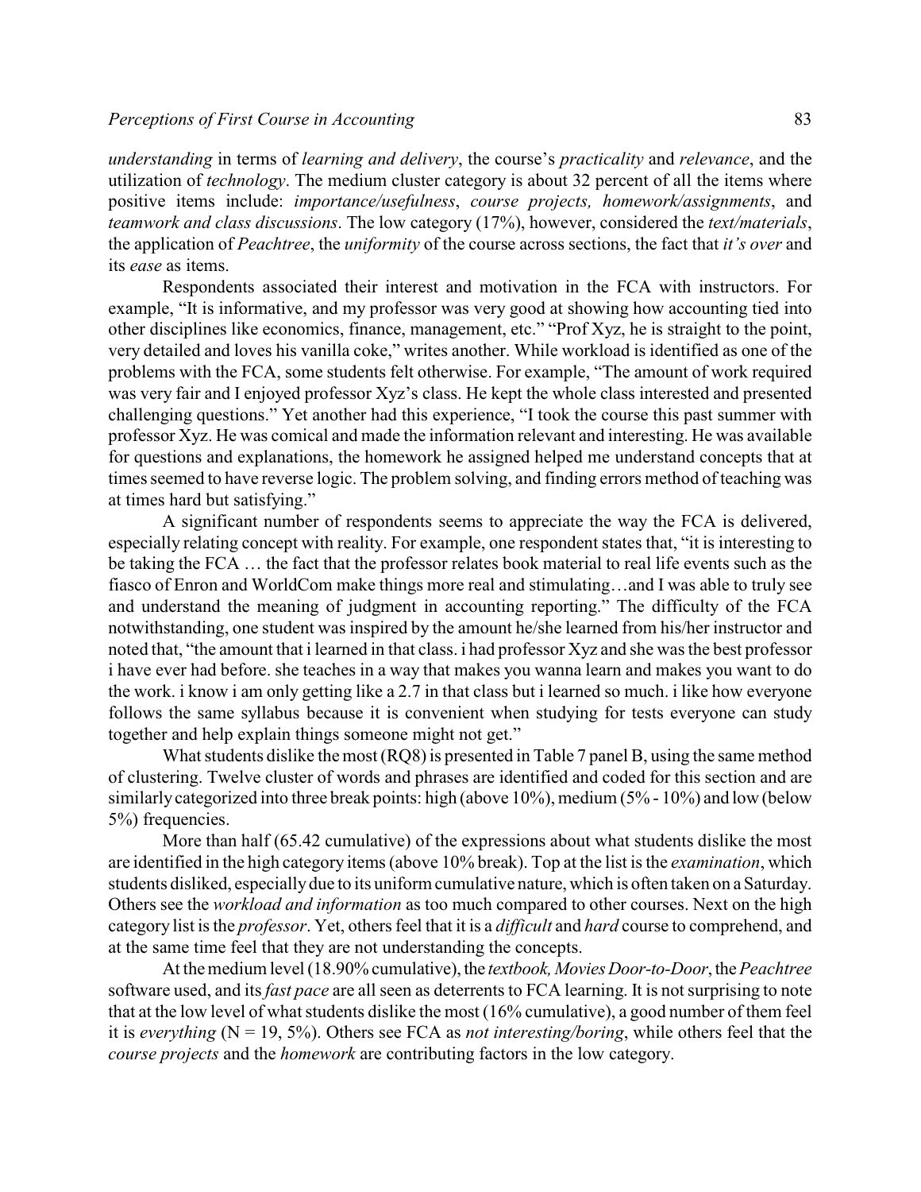*understanding* in terms of *learning and delivery*, the course's *practicality* and *relevance*, and the utilization of *technology*. The medium cluster category is about 32 percent of all the items where positive items include: *importance/usefulness*, *course projects, homework/assignments*, and *teamwork and class discussions*. The low category (17%), however, considered the *text/materials*, the application of *Peachtree*, the *uniformity* of the course across sections, the fact that *it's over* and its *ease* as items.

Respondents associated their interest and motivation in the FCA with instructors. For example, "It is informative, and my professor was very good at showing how accounting tied into other disciplines like economics, finance, management, etc." "Prof Xyz, he is straight to the point, very detailed and loves his vanilla coke," writes another. While workload is identified as one of the problems with the FCA, some students felt otherwise. For example, "The amount of work required was very fair and I enjoyed professor Xyz's class. He kept the whole class interested and presented challenging questions." Yet another had this experience, "I took the course this past summer with professor Xyz. He was comical and made the information relevant and interesting. He was available for questions and explanations, the homework he assigned helped me understand concepts that at times seemed to have reverse logic. The problem solving, and finding errors method of teaching was at times hard but satisfying."

A significant number of respondents seems to appreciate the way the FCA is delivered, especially relating concept with reality. For example, one respondent states that, "it is interesting to be taking the FCA … the fact that the professor relates book material to real life events such as the fiasco of Enron and WorldCom make things more real and stimulating…and I was able to truly see and understand the meaning of judgment in accounting reporting." The difficulty of the FCA notwithstanding, one student was inspired by the amount he/she learned from his/her instructor and noted that, "the amount that i learned in that class. i had professor Xyz and she was the best professor i have ever had before. she teaches in a way that makes you wanna learn and makes you want to do the work. i know i am only getting like a 2.7 in that class but i learned so much. i like how everyone follows the same syllabus because it is convenient when studying for tests everyone can study together and help explain things someone might not get."

What students dislike the most (RQ8) is presented in Table 7 panel B, using the same method of clustering. Twelve cluster of words and phrases are identified and coded for this section and are similarly categorized into three break points: high (above 10%), medium (5% - 10%) and low (below 5%) frequencies.

More than half (65.42 cumulative) of the expressions about what students dislike the most are identified in the high category items (above 10% break). Top at the list is the *examination*, which students disliked, especially due to its uniform cumulative nature, which is often taken on a Saturday. Others see the *workload and information* as too much compared to other courses. Next on the high category list is the *professor*. Yet, others feel that it is a *difficult* and *hard* course to comprehend, and at the same time feel that they are not understanding the concepts.

At the medium level (18.90% cumulative), the *textbook, Movies Door-to-Door*, the *Peachtree* software used, and its *fast pace* are all seen as deterrents to FCA learning. It is not surprising to note that at the low level of what students dislike the most (16% cumulative), a good number of them feel it is *everything* (N = 19, 5%). Others see FCA as *not interesting/boring*, while others feel that the *course projects* and the *homework* are contributing factors in the low category.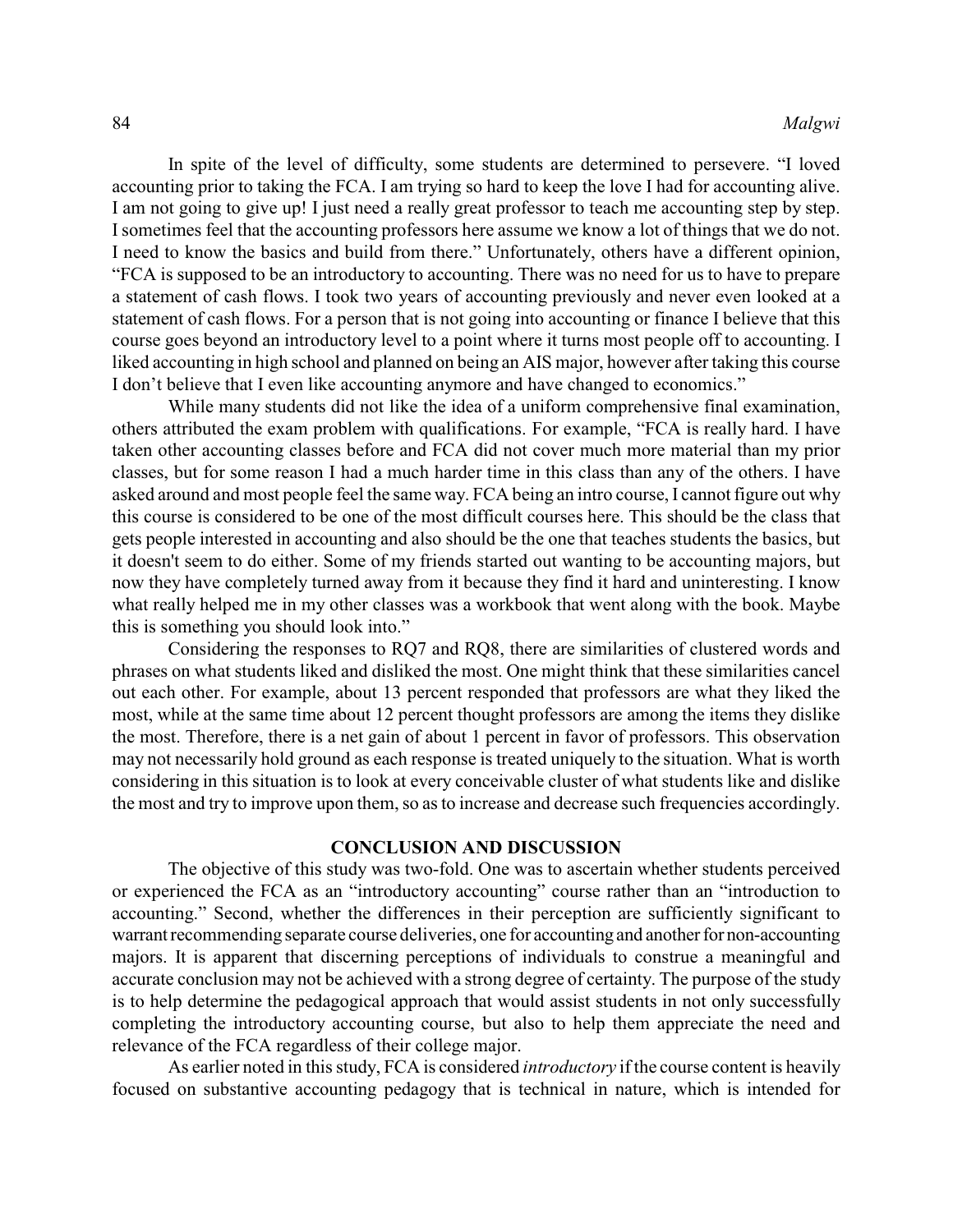In spite of the level of difficulty, some students are determined to persevere. "I loved accounting prior to taking the FCA. I am trying so hard to keep the love I had for accounting alive. I am not going to give up! I just need a really great professor to teach me accounting step by step. I sometimes feel that the accounting professors here assume we know a lot of things that we do not. I need to know the basics and build from there." Unfortunately, others have a different opinion, "FCA is supposed to be an introductory to accounting. There was no need for us to have to prepare a statement of cash flows. I took two years of accounting previously and never even looked at a statement of cash flows. For a person that is not going into accounting or finance I believe that this course goes beyond an introductory level to a point where it turns most people off to accounting. I liked accounting in high school and planned on being an AIS major, however after taking this course I don't believe that I even like accounting anymore and have changed to economics."

While many students did not like the idea of a uniform comprehensive final examination, others attributed the exam problem with qualifications. For example, "FCA is really hard. I have taken other accounting classes before and FCA did not cover much more material than my prior classes, but for some reason I had a much harder time in this class than any of the others. I have asked around and most people feel the same way. FCA being an intro course, I cannot figure out why this course is considered to be one of the most difficult courses here. This should be the class that gets people interested in accounting and also should be the one that teaches students the basics, but it doesn't seem to do either. Some of my friends started out wanting to be accounting majors, but now they have completely turned away from it because they find it hard and uninteresting. I know what really helped me in my other classes was a workbook that went along with the book. Maybe this is something you should look into."

Considering the responses to RQ7 and RQ8, there are similarities of clustered words and phrases on what students liked and disliked the most. One might think that these similarities cancel out each other. For example, about 13 percent responded that professors are what they liked the most, while at the same time about 12 percent thought professors are among the items they dislike the most. Therefore, there is a net gain of about 1 percent in favor of professors. This observation may not necessarily hold ground as each response is treated uniquely to the situation. What is worth considering in this situation is to look at every conceivable cluster of what students like and dislike the most and try to improve upon them, so as to increase and decrease such frequencies accordingly.

## CONCLUSION AND DISCUSSION

The objective of this study was two-fold. One was to ascertain whether students perceived or experienced the FCA as an "introductory accounting" course rather than an "introduction to accounting." Second, whether the differences in their perception are sufficiently significant to warrant recommending separate course deliveries, one for accounting and another for non-accounting majors. It is apparent that discerning perceptions of individuals to construe a meaningful and accurate conclusion may not be achieved with a strong degree of certainty. The purpose of the study is to help determine the pedagogical approach that would assist students in not only successfully completing the introductory accounting course, but also to help them appreciate the need and relevance of the FCA regardless of their college major.

As earlier noted in this study, FCA is considered *introductory* if the course content is heavily focused on substantive accounting pedagogy that is technical in nature, which is intended for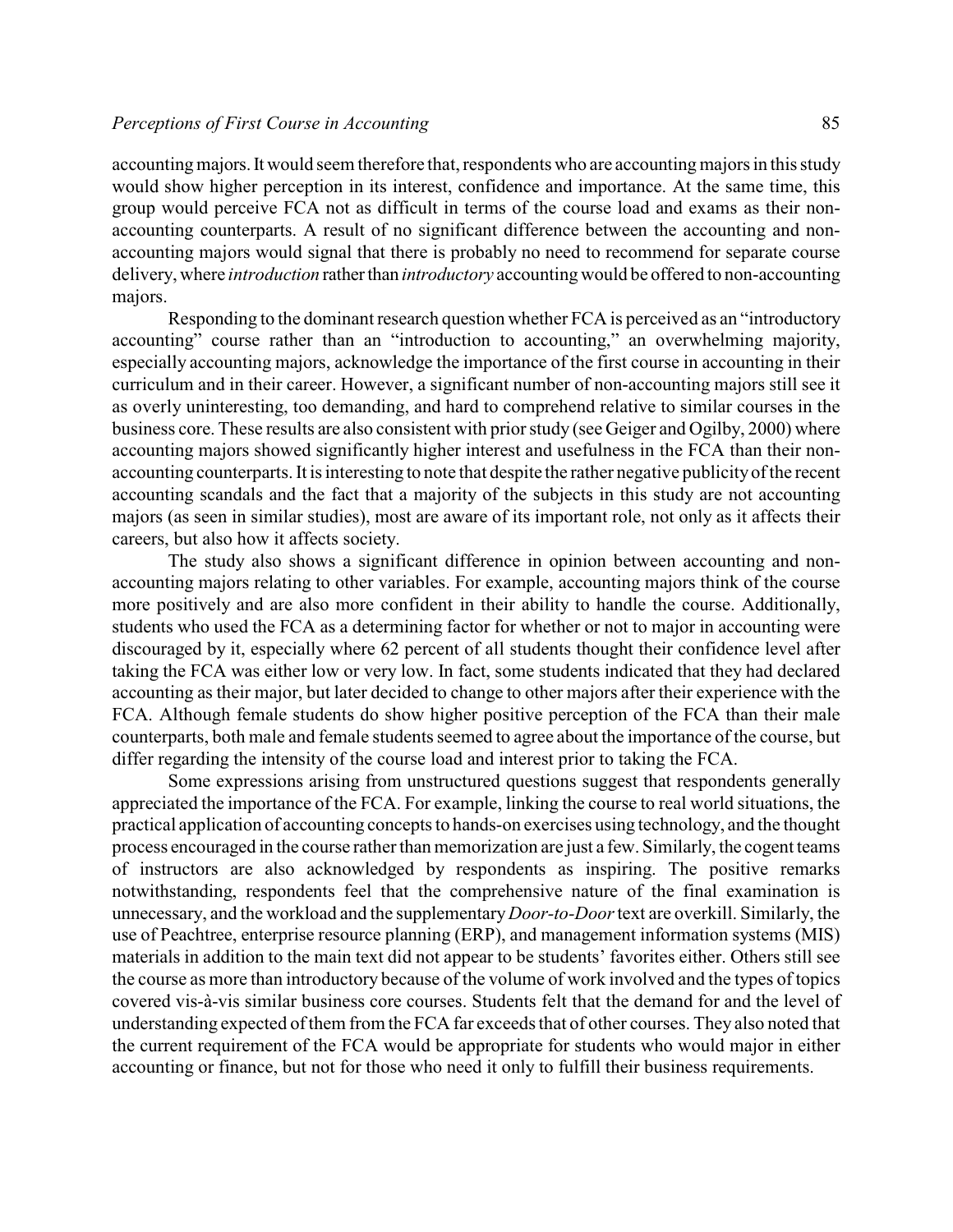accounting majors. It would seem therefore that, respondents who are accounting majors in this study would show higher perception in its interest, confidence and importance. At the same time, this group would perceive FCA not as difficult in terms of the course load and exams as their non-accounting counterparts. A result of no significant difference between the accounting and non-accounting majors would signal that there is probably no need to recommend for separate course delivery, where *introduction* rather than *introductory* accounting would be offered to non-accounting majors.

Responding to the dominant research question whether FCA is perceived as an "introductory accounting" course rather than an "introduction to accounting," an overwhelming majority, especially accounting majors, acknowledge the importance of the first course in accounting in their curriculum and in their career. However, a significant number of non-accounting majors still see it as overly uninteresting, too demanding, and hard to comprehend relative to similar courses in the business core. These results are also consistent with prior study (see Geiger and Ogilby, 2000) where accounting majors showed significantly higher interest and usefulness in the FCA than their non-accounting counterparts. It is interesting to note that despite the rather negative publicity of the recent accounting scandals and the fact that a majority of the subjects in this study are not accounting majors (as seen in similar studies), most are aware of its important role, not only as it affects their careers, but also how it affects society.

The study also shows a significant difference in opinion between accounting and non-accounting majors relating to other variables. For example, accounting majors think of the course more positively and are also more confident in their ability to handle the course. Additionally, students who used the FCA as a determining factor for whether or not to major in accounting were discouraged by it, especially where 62 percent of all students thought their confidence level after taking the FCA was either low or very low. In fact, some students indicated that they had declared accounting as their major, but later decided to change to other majors after their experience with the FCA. Although female students do show higher positive perception of the FCA than their male counterparts, both male and female students seemed to agree about the importance of the course, but differ regarding the intensity of the course load and interest prior to taking the FCA.

Some expressions arising from unstructured questions suggest that respondents generally appreciated the importance of the FCA. For example, linking the course to real world situations, the practical application of accounting concepts to hands-on exercises using technology, and the thought process encouraged in the course rather than memorization are just a few. Similarly, the cogent teams of instructors are also acknowledged by respondents as inspiring. The positive remarks notwithstanding, respondents feel that the comprehensive nature of the final examination is unnecessary, and the workload and the supplementary *Door-to-Door* text are overkill. Similarly, the use of Peachtree, enterprise resource planning (ERP), and management information systems (MIS) materials in addition to the main text did not appear to be students' favorites either. Others still see the course as more than introductory because of the volume of work involved and the types of topics covered vis-à-vis similar business core courses. Students felt that the demand for and the level of understanding expected of them from the FCA far exceeds that of other courses. They also noted that the current requirement of the FCA would be appropriate for students who would major in either accounting or finance, but not for those who need it only to fulfill their business requirements.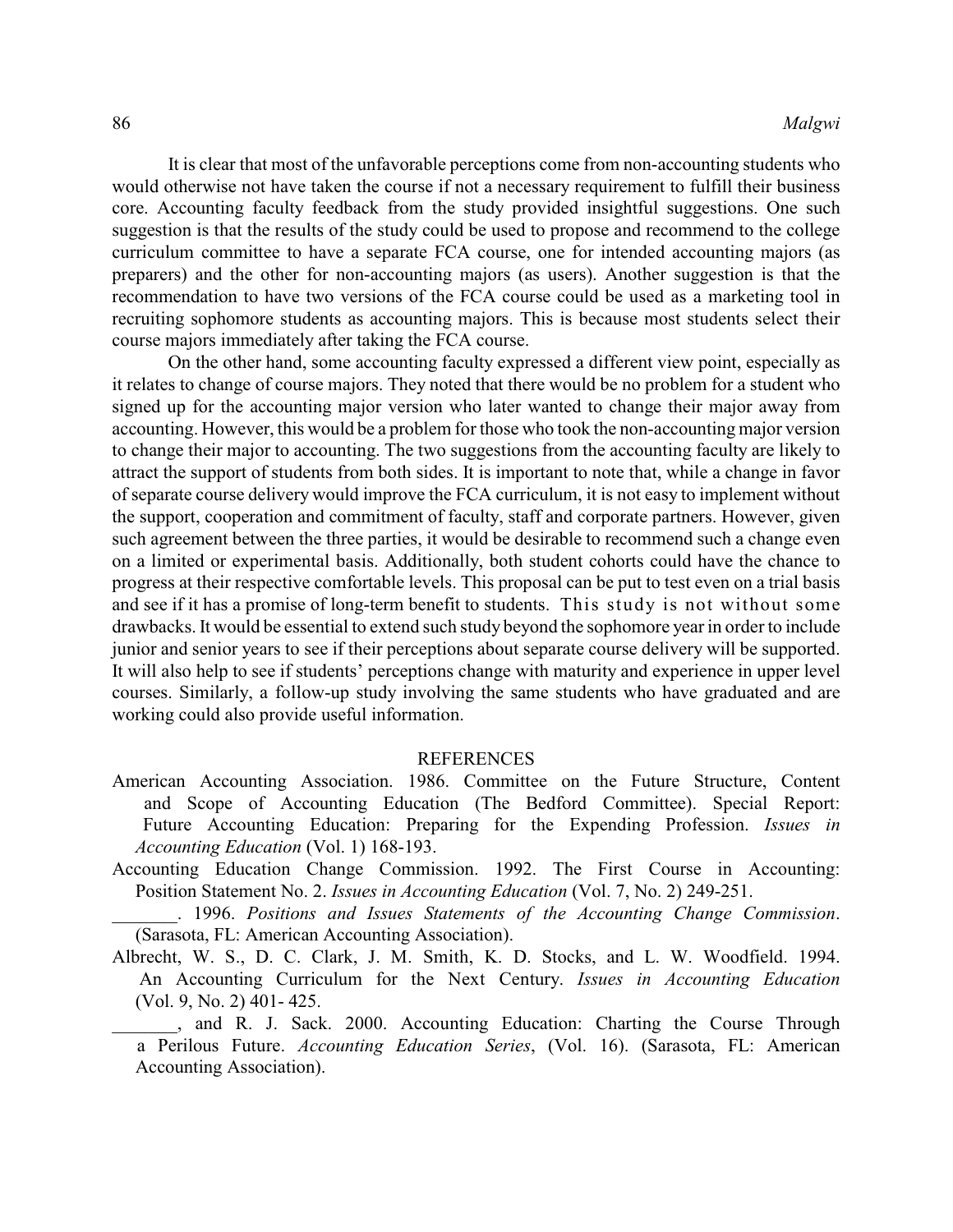It is clear that most of the unfavorable perceptions come from non-accounting students who would otherwise not have taken the course if not a necessary requirement to fulfill their business core. Accounting faculty feedback from the study provided insightful suggestions. One such suggestion is that the results of the study could be used to propose and recommend to the college curriculum committee to have a separate FCA course, one for intended accounting majors (as preparers) and the other for non-accounting majors (as users). Another suggestion is that the recommendation to have two versions of the FCA course could be used as a marketing tool in recruiting sophomore students as accounting majors. This is because most students select their course majors immediately after taking the FCA course.

On the other hand, some accounting faculty expressed a different view point, especially as it relates to change of course majors. They noted that there would be no problem for a student who signed up for the accounting major version who later wanted to change their major away from accounting. However, this would be a problem for those who took the non-accounting major version to change their major to accounting. The two suggestions from the accounting faculty are likely to attract the support of students from both sides. It is important to note that, while a change in favor of separate course delivery would improve the FCA curriculum, it is not easy to implement without the support, cooperation and commitment of faculty, staff and corporate partners. However, given such agreement between the three parties, it would be desirable to recommend such a change even on a limited or experimental basis. Additionally, both student cohorts could have the chance to progress at their respective comfortable levels. This proposal can be put to test even on a trial basis and see if it has a promise of long-term benefit to students. This study is not without some drawbacks. It would be essential to extend such study beyond the sophomore year in order to include junior and senior years to see if their perceptions about separate course delivery will be supported. It will also help to see if students' perceptions change with maturity and experience in upper level courses. Similarly, a follow-up study involving the same students who have graduated and are working could also provide useful information.

## REFERENCES

American Accounting Association. 1986. Committee on the Future Structure, Content and Scope of Accounting Education (The Bedford Committee). Special Report: Future Accounting Education: Preparing for the Expending Profession. *Issues in Accounting Education* (Vol. 1) 168-193.

Accounting Education Change Commission. 1992. The First Course in Accounting: Position Statement No. 2. *Issues in Accounting Education* (Vol. 7, No. 2) 249-251.

_______. 1996. *Positions and Issues Statements of the Accounting Change Commission*. (Sarasota, FL: American Accounting Association).

Albrecht, W. S., D. C. Clark, J. M. Smith, K. D. Stocks, and L. W. Woodfield. 1994. An Accounting Curriculum for the Next Century. *Issues in Accounting Education* (Vol. 9, No. 2) 401- 425.

_______, and R. J. Sack. 2000. Accounting Education: Charting the Course Through a Perilous Future. *Accounting Education Series*, (Vol. 16). (Sarasota, FL: American Accounting Association).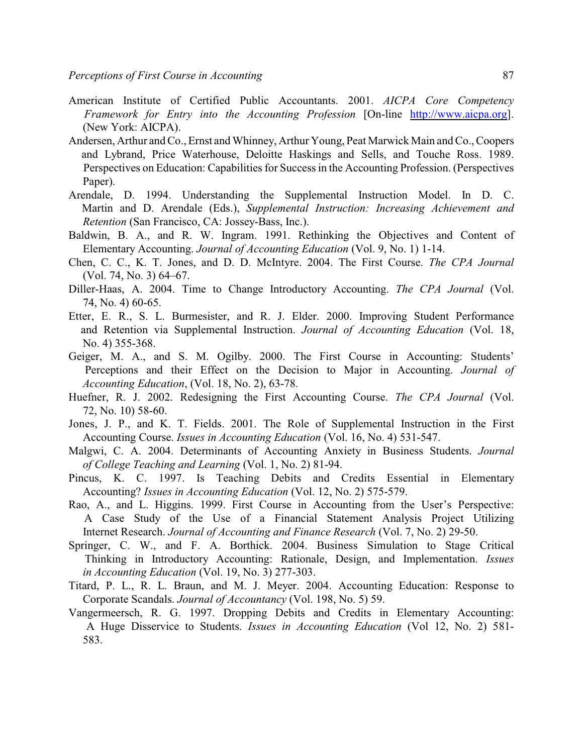American Institute of Certified Public Accountants. 2001. *AICPA Core Competency Framework for Entry into the Accounting Profession* [On-line http://www.aicpa.org]. (New York: AICPA).

Andersen, Arthur and Co., Ernst and Whinney, Arthur Young, Peat Marwick Main and Co., Coopers and Lybrand, Price Waterhouse, Deloitte Haskings and Sells, and Touche Ross. 1989. Perspectives on Education: Capabilities for Success in the Accounting Profession. (Perspectives Paper).

Arendale, D. 1994. Understanding the Supplemental Instruction Model. In D. C. Martin and D. Arendale (Eds.), *Supplemental Instruction: Increasing Achievement and Retention* (San Francisco, CA: Jossey-Bass, Inc.).

Baldwin, B. A., and R. W. Ingram. 1991. Rethinking the Objectives and Content of Elementary Accounting. *Journal of Accounting Education* (Vol. 9, No. 1) 1-14.

Chen, C. C., K. T. Jones, and D. D. McIntyre. 2004. The First Course. *The CPA Journal* (Vol. 74, No. 3) 64–67.

Diller-Haas, A. 2004. Time to Change Introductory Accounting. *The CPA Journal* (Vol. 74, No. 4) 60-65.

Etter, E. R., S. L. Burmesister, and R. J. Elder. 2000. Improving Student Performance and Retention via Supplemental Instruction. *Journal of Accounting Education* (Vol. 18, No. 4) 355-368.

Geiger, M. A., and S. M. Ogilby. 2000. The First Course in Accounting: Students' Perceptions and their Effect on the Decision to Major in Accounting. *Journal of Accounting Education*, (Vol. 18, No. 2), 63-78.

Huefner, R. J. 2002. Redesigning the First Accounting Course. *The CPA Journal* (Vol. 72, No. 10) 58-60.

Jones, J. P., and K. T. Fields. 2001. The Role of Supplemental Instruction in the First Accounting Course. *Issues in Accounting Education* (Vol. 16, No. 4) 531-547.

Malgwi, C. A. 2004. Determinants of Accounting Anxiety in Business Students. *Journal of College Teaching and Learning* (Vol. 1, No. 2) 81-94.

Pincus, K. C. 1997. Is Teaching Debits and Credits Essential in Elementary Accounting? *Issues in Accounting Education* (Vol. 12, No. 2) 575-579.

Rao, A., and L. Higgins. 1999. First Course in Accounting from the User's Perspective: A Case Study of the Use of a Financial Statement Analysis Project Utilizing Internet Research. *Journal of Accounting and Finance Research* (Vol. 7, No. 2) 29-50.

Springer, C. W., and F. A. Borthick. 2004. Business Simulation to Stage Critical Thinking in Introductory Accounting: Rationale, Design, and Implementation. *Issues in Accounting Education* (Vol. 19, No. 3) 277-303.

Titard, P. L., R. L. Braun, and M. J. Meyer. 2004. Accounting Education: Response to Corporate Scandals. *Journal of Accountancy* (Vol. 198, No. 5) 59.

Vangermeersch, R. G. 1997. Dropping Debits and Credits in Elementary Accounting: A Huge Disservice to Students. *Issues in Accounting Education* (Vol 12, No. 2) 581-583.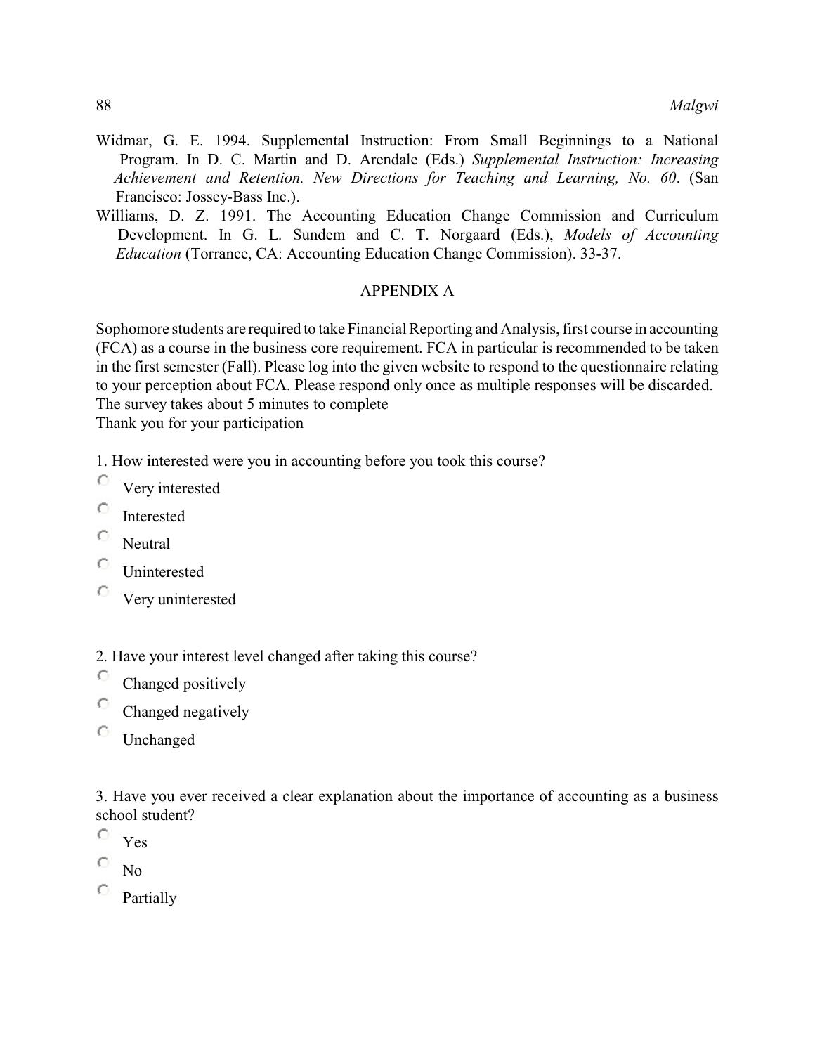Widmar, G. E. 1994. Supplemental Instruction: From Small Beginnings to a National Program. In D. C. Martin and D. Arendale (Eds.) *Supplemental Instruction: Increasing Achievement and Retention. New Directions for Teaching and Learning, No. 60*. (San Francisco: Jossey-Bass Inc.).

Williams, D. Z. 1991. The Accounting Education Change Commission and Curriculum Development. In G. L. Sundem and C. T. Norgaard (Eds.), *Models of Accounting Education* (Torrance, CA: Accounting Education Change Commission). 33-37.

## APPENDIX A

Sophomore students are required to take Financial Reporting and Analysis, first course in accounting (FCA) as a course in the business core requirement. FCA in particular is recommended to be taken in the first semester (Fall). Please log into the given website to respond to the questionnaire relating to your perception about FCA. Please respond only once as multiple responses will be discarded. The survey takes about 5 minutes to complete
Thank you for your participation

1. How interested were you in accounting before you took this course?
   - Very interested
   - Interested
   - Neutral
   - Uninterested
   - Very uninterested

2. Have your interest level changed after taking this course?
   - Changed positively
   - Changed negatively
   - Unchanged

3. Have you ever received a clear explanation about the importance of accounting as a business school student?
   - Yes
   - No
   - Partially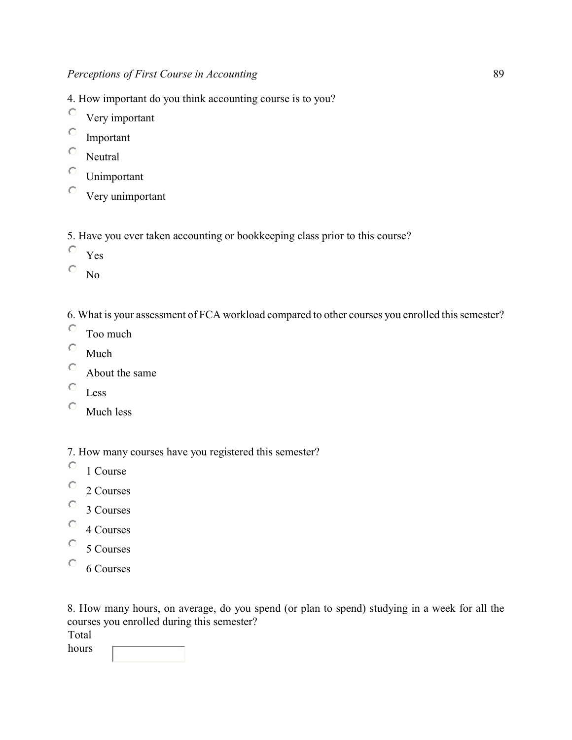4. How important do you think accounting course is to you?

- Very important
- Important
- Neutral
- Unimportant
- Very unimportant

5. Have you ever taken accounting or bookkeeping class prior to this course?

- Yes
- No

6. What is your assessment of FCA workload compared to other courses you enrolled this semester?

- Too much
- Much
- About the same
- Less
- Much less

7. How many courses have you registered this semester?

- 1 Course
- 2 Courses
- 3 Courses
- 4 Courses
- 5 Courses
- 6 Courses

8. How many hours, on average, do you spend (or plan to spend) studying in a week for all the courses you enrolled during this semester?

Total hours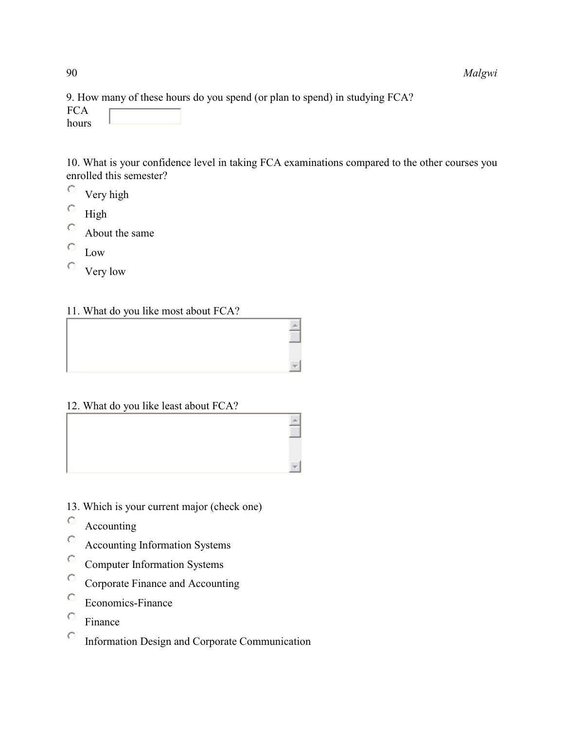9. How many of these hours do you spend (or plan to spend) in studying FCA?

FCA hours

10. What is your confidence level in taking FCA examinations compared to the other courses you enrolled this semester?

- Very high
- High
- About the same
- Low
- Very low

11. What do you like most about FCA?

12. What do you like least about FCA?

13. Which is your current major (check one)

- Accounting
- Accounting Information Systems
- Computer Information Systems
- Corporate Finance and Accounting
- Economics-Finance
- Finance
- Information Design and Corporate Communication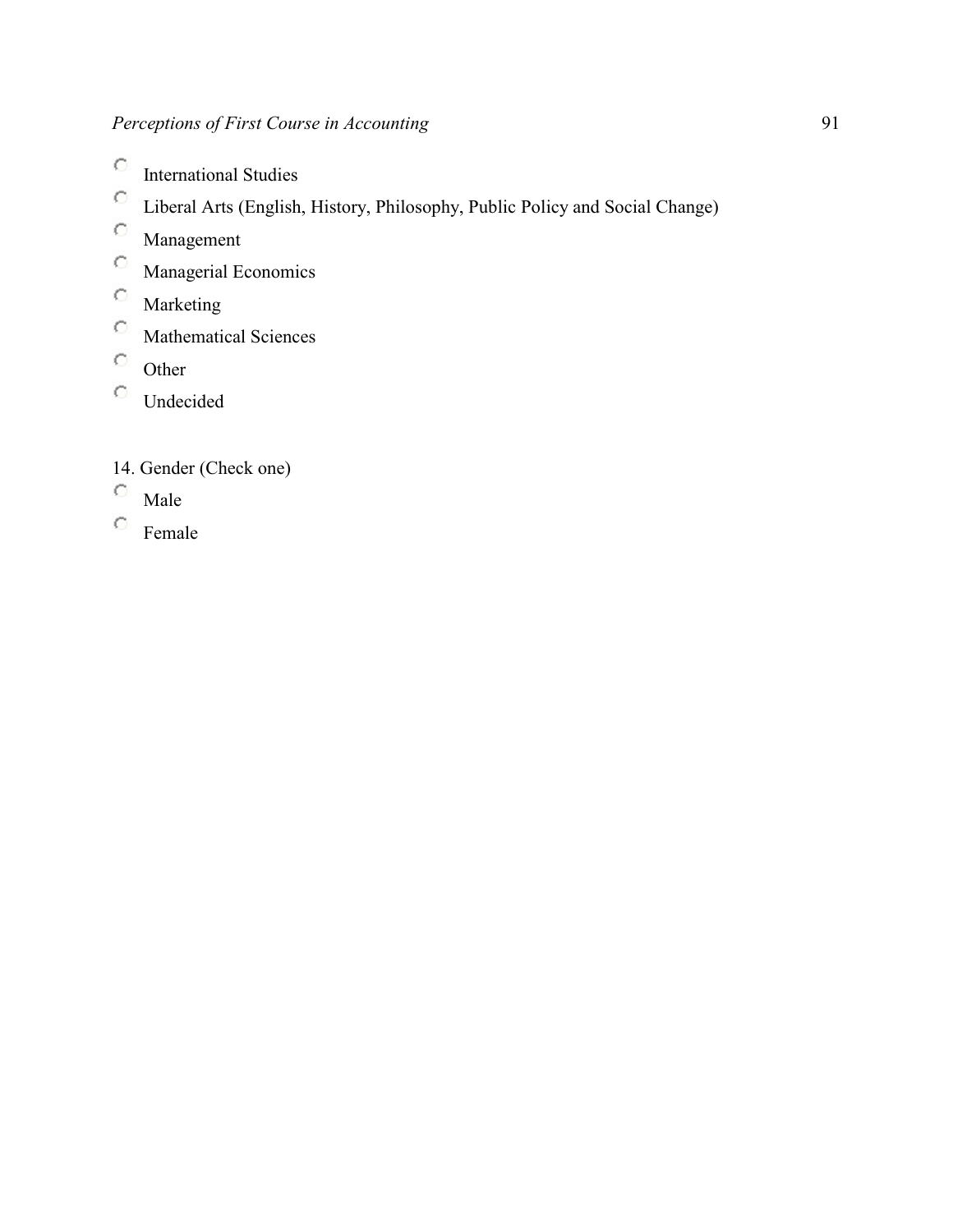- International Studies
- Liberal Arts (English, History, Philosophy, Public Policy and Social Change)
- Management
- Managerial Economics
- Marketing
- Mathematical Sciences
- Other
- Undecided

14. Gender (Check one)

- Male
- Female